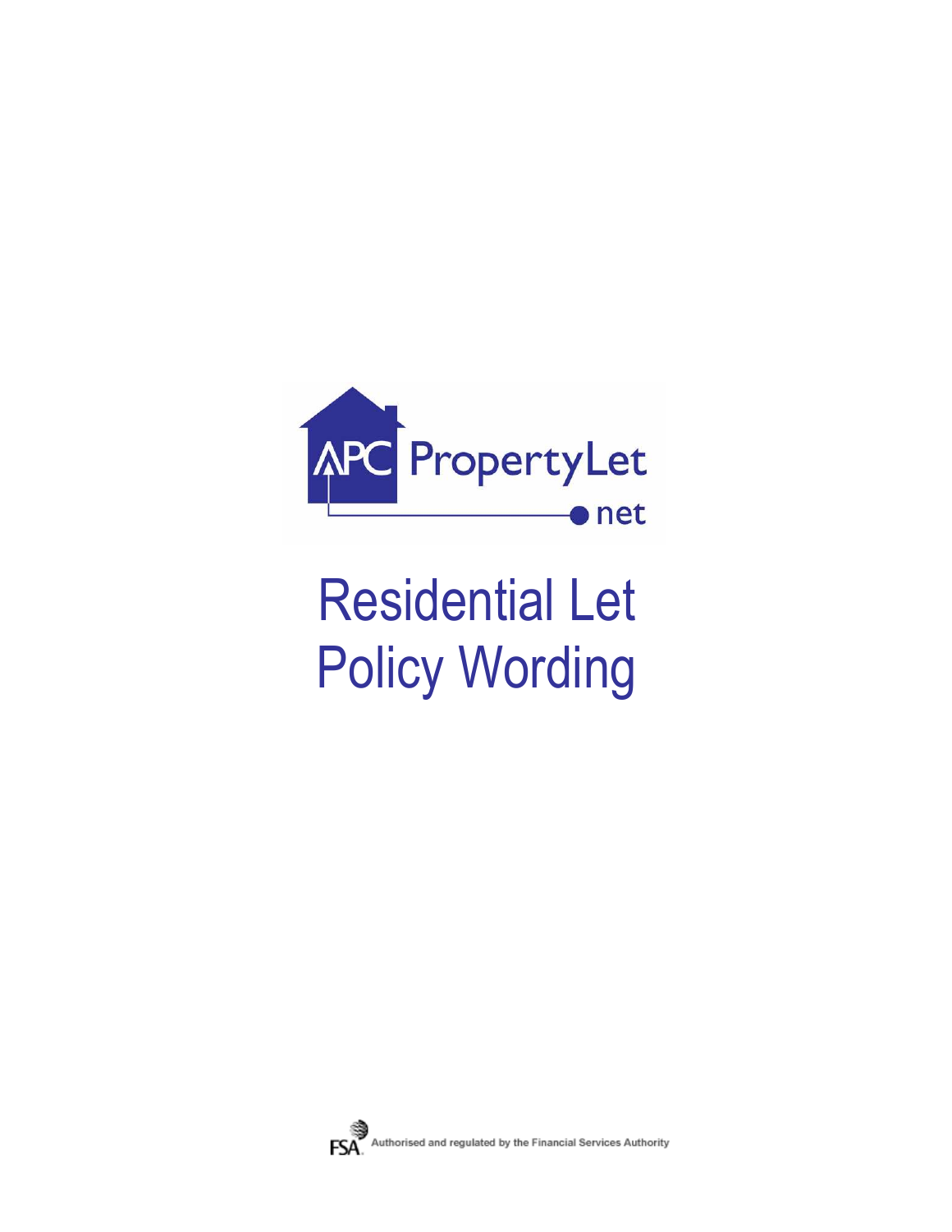APC PropertyLet
net

# Residential Let Policy Wording

FSA Authorised and regulated by the Financial Services Authority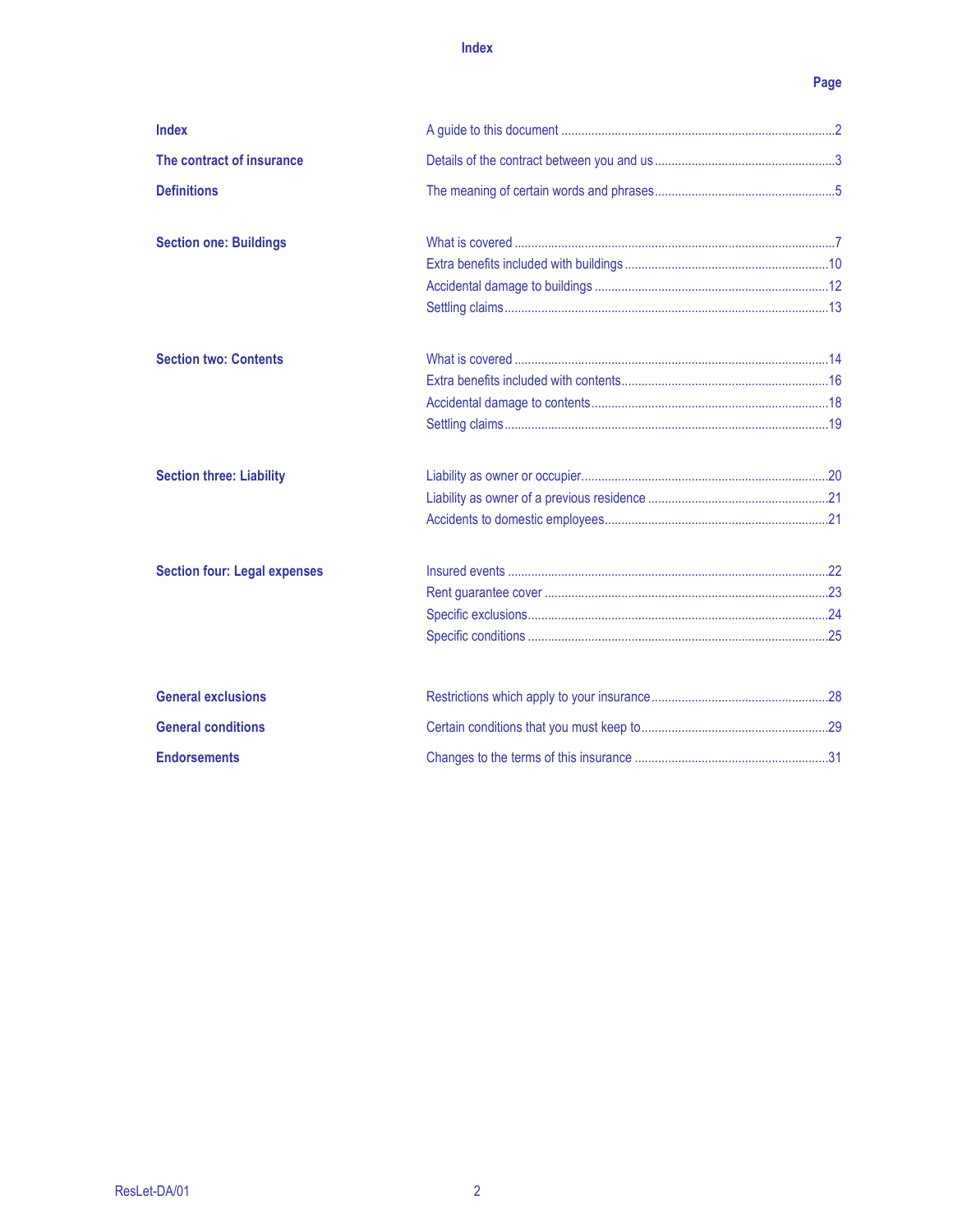# Index

| | | Page |
|---|---|---|
| **Index** | A guide to this document | 2 |
| **The contract of insurance** | Details of the contract between you and us | 3 |
| **Definitions** | The meaning of certain words and phrases | 5 |
| **Section one: Buildings** | What is covered | 7 |
| | Extra benefits included with buildings | 10 |
| | Accidental damage to buildings | 12 |
| | Settling claims | 13 |
| **Section two: Contents** | What is covered | 14 |
| | Extra benefits included with contents | 16 |
| | Accidental damage to contents | 18 |
| | Settling claims | 19 |
| **Section three: Liability** | Liability as owner or occupier | 20 |
| | Liability as owner of a previous residence | 21 |
| | Accidents to domestic employees | 21 |
| **Section four: Legal expenses** | Insured events | 22 |
| | Rent guarantee cover | 23 |
| | Specific exclusions | 24 |
| | Specific conditions | 25 |
| **General exclusions** | Restrictions which apply to your insurance | 28 |
| **General conditions** | Certain conditions that you must keep to | 29 |
| **Endorsements** | Changes to the terms of this insurance | 31 |

ResLet-DA/01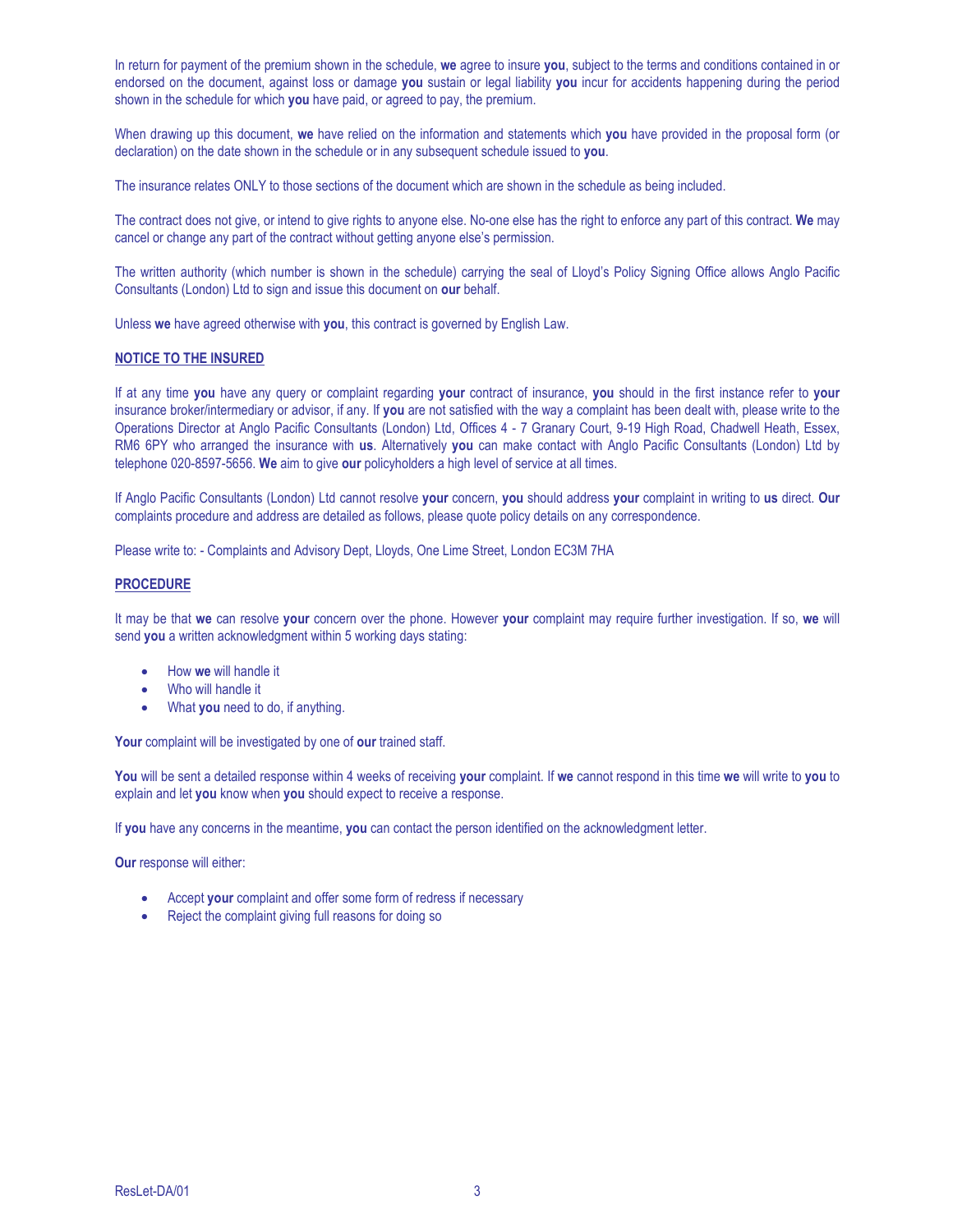In return for payment of the premium shown in the schedule, **we** agree to insure **you**, subject to the terms and conditions contained in or endorsed on the document, against loss or damage **you** sustain or legal liability **you** incur for accidents happening during the period shown in the schedule for which **you** have paid, or agreed to pay, the premium.

When drawing up this document, **we** have relied on the information and statements which **you** have provided in the proposal form (or declaration) on the date shown in the schedule or in any subsequent schedule issued to **you**.

The insurance relates ONLY to those sections of the document which are shown in the schedule as being included.

The contract does not give, or intend to give rights to anyone else. No-one else has the right to enforce any part of this contract. **We** may cancel or change any part of the contract without getting anyone else's permission.

The written authority (which number is shown in the schedule) carrying the seal of Lloyd's Policy Signing Office allows Anglo Pacific Consultants (London) Ltd to sign and issue this document on **our** behalf.

Unless **we** have agreed otherwise with **you**, this contract is governed by English Law.

**NOTICE TO THE INSURED**

If at any time **you** have any query or complaint regarding **your** contract of insurance, **you** should in the first instance refer to **your** insurance broker/intermediary or advisor, if any. If **you** are not satisfied with the way a complaint has been dealt with, please write to the Operations Director at Anglo Pacific Consultants (London) Ltd, Offices 4 - 7 Granary Court, 9-19 High Road, Chadwell Heath, Essex, RM6 6PY who arranged the insurance with **us**. Alternatively **you** can make contact with Anglo Pacific Consultants (London) Ltd by telephone 020-8597-5656. **We** aim to give **our** policyholders a high level of service at all times.

If Anglo Pacific Consultants (London) Ltd cannot resolve **your** concern, **you** should address **your** complaint in writing to **us** direct. **Our** complaints procedure and address are detailed as follows, please quote policy details on any correspondence.

Please write to: - Complaints and Advisory Dept, Lloyds, One Lime Street, London EC3M 7HA

**PROCEDURE**

It may be that **we** can resolve **your** concern over the phone. However **your** complaint may require further investigation. If so, **we** will send **you** a written acknowledgment within 5 working days stating:

- How **we** will handle it
- Who will handle it
- What **you** need to do, if anything.

**Your** complaint will be investigated by one of **our** trained staff.

**You** will be sent a detailed response within 4 weeks of receiving **your** complaint. If **we** cannot respond in this time **we** will write to **you** to explain and let **you** know when **you** should expect to receive a response.

If **you** have any concerns in the meantime, **you** can contact the person identified on the acknowledgment letter.

**Our** response will either:

- Accept **your** complaint and offer some form of redress if necessary
- Reject the complaint giving full reasons for doing so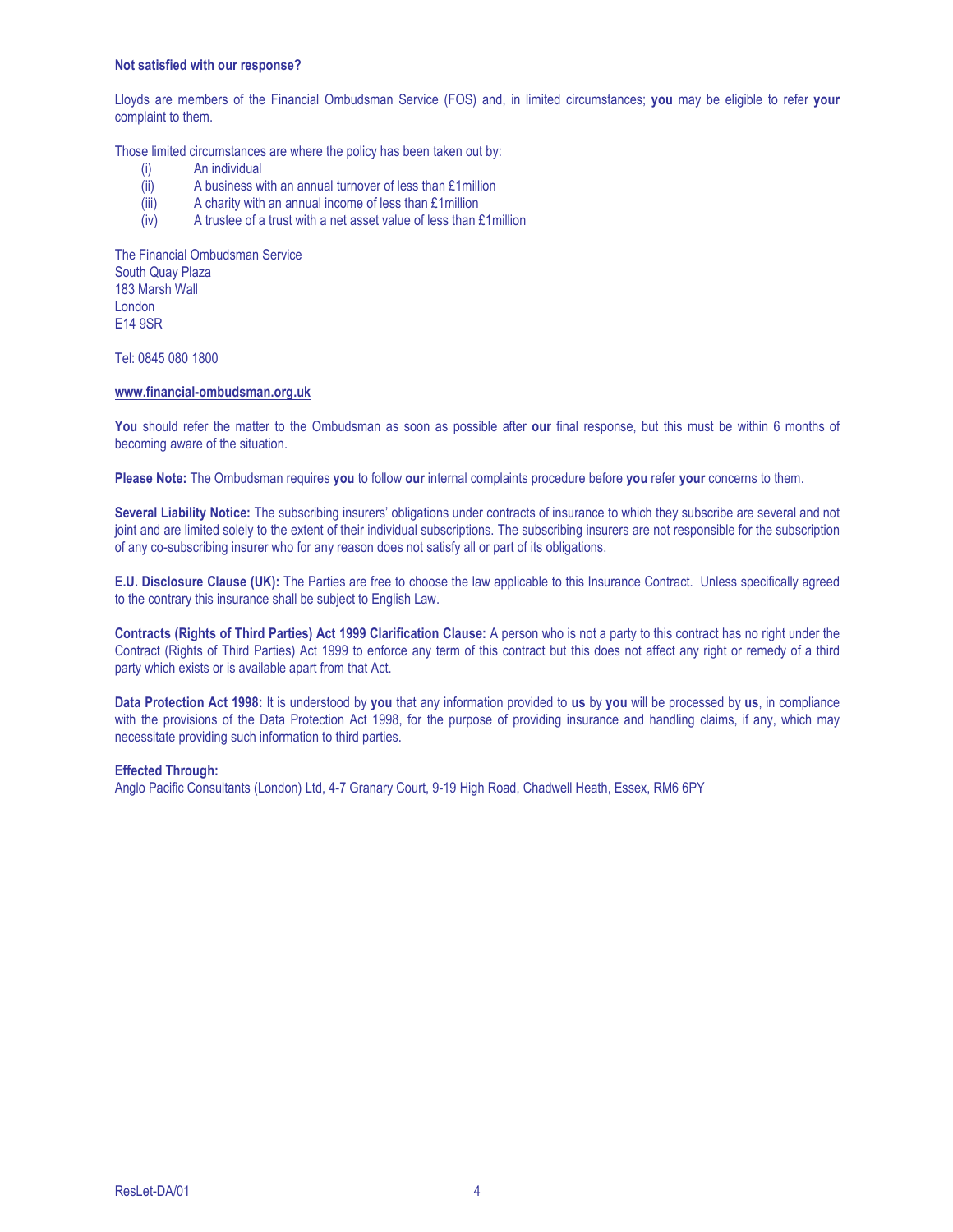**Not satisfied with our response?**

Lloyds are members of the Financial Ombudsman Service (FOS) and, in limited circumstances; **you** may be eligible to refer **your** complaint to them.

Those limited circumstances are where the policy has been taken out by:

(i) An individual
(ii) A business with an annual turnover of less than £1million
(iii) A charity with an annual income of less than £1million
(iv) A trustee of a trust with a net asset value of less than £1million

The Financial Ombudsman Service
South Quay Plaza
183 Marsh Wall
London
E14 9SR

Tel: 0845 080 1800

**www.financial-ombudsman.org.uk**

**You** should refer the matter to the Ombudsman as soon as possible after **our** final response, but this must be within 6 months of becoming aware of the situation.

**Please Note:** The Ombudsman requires **you** to follow **our** internal complaints procedure before **you** refer **your** concerns to them.

**Several Liability Notice:** The subscribing insurers' obligations under contracts of insurance to which they subscribe are several and not joint and are limited solely to the extent of their individual subscriptions. The subscribing insurers are not responsible for the subscription of any co-subscribing insurer who for any reason does not satisfy all or part of its obligations.

**E.U. Disclosure Clause (UK):** The Parties are free to choose the law applicable to this Insurance Contract. Unless specifically agreed to the contrary this insurance shall be subject to English Law.

**Contracts (Rights of Third Parties) Act 1999 Clarification Clause:** A person who is not a party to this contract has no right under the Contract (Rights of Third Parties) Act 1999 to enforce any term of this contract but this does not affect any right or remedy of a third party which exists or is available apart from that Act.

**Data Protection Act 1998:** It is understood by **you** that any information provided to **us** by **you** will be processed by **us**, in compliance with the provisions of the Data Protection Act 1998, for the purpose of providing insurance and handling claims, if any, which may necessitate providing such information to third parties.

**Effected Through:**
Anglo Pacific Consultants (London) Ltd, 4-7 Granary Court, 9-19 High Road, Chadwell Heath, Essex, RM6 6PY

ResLet-DA/01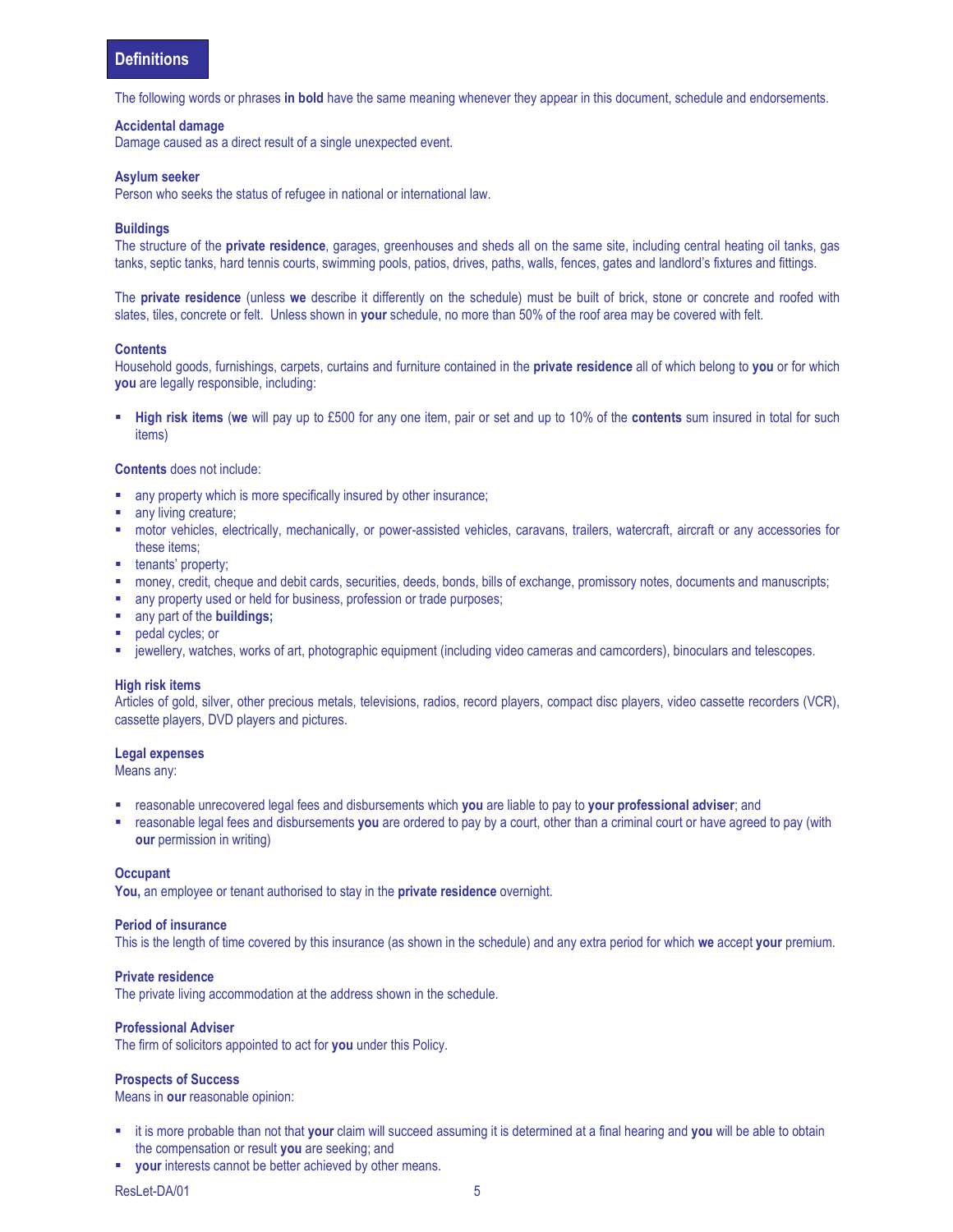## Definitions

The following words or phrases **in bold** have the same meaning whenever they appear in this document, schedule and endorsements.

**Accidental damage**
Damage caused as a direct result of a single unexpected event.

**Asylum seeker**
Person who seeks the status of refugee in national or international law.

**Buildings**
The structure of the **private residence**, garages, greenhouses and sheds all on the same site, including central heating oil tanks, gas tanks, septic tanks, hard tennis courts, swimming pools, patios, drives, paths, walls, fences, gates and landlord's fixtures and fittings.

The **private residence** (unless **we** describe it differently on the schedule) must be built of brick, stone or concrete and roofed with slates, tiles, concrete or felt. Unless shown in **your** schedule, no more than 50% of the roof area may be covered with felt.

**Contents**
Household goods, furnishings, carpets, curtains and furniture contained in the **private residence** all of which belong to **you** or for which **you** are legally responsible, including:

- **High risk items** (**we** will pay up to £500 for any one item, pair or set and up to 10% of the **contents** sum insured in total for such items)

**Contents** does not include:

- any property which is more specifically insured by other insurance;
- any living creature;
- motor vehicles, electrically, mechanically, or power-assisted vehicles, caravans, trailers, watercraft, aircraft or any accessories for these items;
- tenants' property;
- money, credit, cheque and debit cards, securities, deeds, bonds, bills of exchange, promissory notes, documents and manuscripts;
- any property used or held for business, profession or trade purposes;
- any part of the **buildings;**
- pedal cycles; or
- jewellery, watches, works of art, photographic equipment (including video cameras and camcorders), binoculars and telescopes.

**High risk items**
Articles of gold, silver, other precious metals, televisions, radios, record players, compact disc players, video cassette recorders (VCR), cassette players, DVD players and pictures.

**Legal expenses**
Means any:

- reasonable unrecovered legal fees and disbursements which **you** are liable to pay to **your professional adviser**; and
- reasonable legal fees and disbursements **you** are ordered to pay by a court, other than a criminal court or have agreed to pay (with **our** permission in writing)

**Occupant**
**You,** an employee or tenant authorised to stay in the **private residence** overnight.

**Period of insurance**
This is the length of time covered by this insurance (as shown in the schedule) and any extra period for which **we** accept **your** premium.

**Private residence**
The private living accommodation at the address shown in the schedule.

**Professional Adviser**
The firm of solicitors appointed to act for **you** under this Policy.

**Prospects of Success**
Means in **our** reasonable opinion:

- it is more probable than not that **your** claim will succeed assuming it is determined at a final hearing and **you** will be able to obtain the compensation or result **you** are seeking; and
- **your** interests cannot be better achieved by other means.

ResLet-DA/01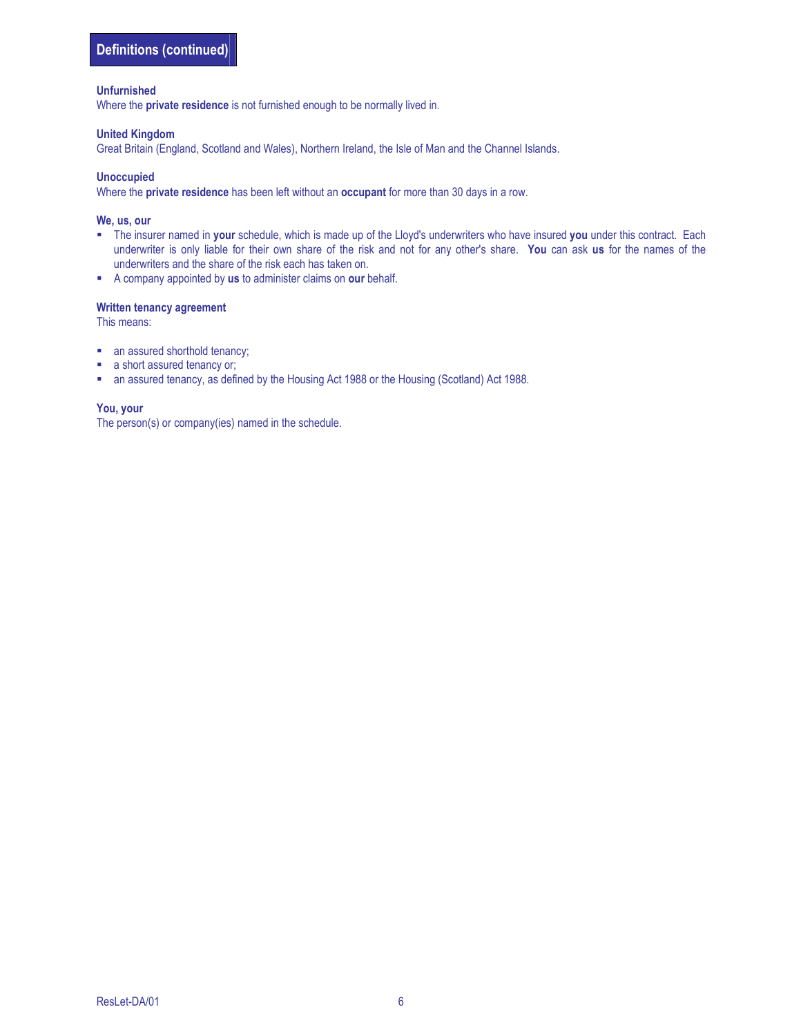## Definitions (continued)

**Unfurnished**
Where the **private residence** is not furnished enough to be normally lived in.

**United Kingdom**
Great Britain (England, Scotland and Wales), Northern Ireland, the Isle of Man and the Channel Islands.

**Unoccupied**
Where the **private residence** has been left without an **occupant** for more than 30 days in a row.

**We, us, our**

- The insurer named in **your** schedule, which is made up of the Lloyd's underwriters who have insured **you** under this contract. Each underwriter is only liable for their own share of the risk and not for any other's share. **You** can ask **us** for the names of the underwriters and the share of the risk each has taken on.
- A company appointed by **us** to administer claims on **our** behalf.

**Written tenancy agreement**
This means:

- an assured shorthold tenancy;
- a short assured tenancy or;
- an assured tenancy, as defined by the Housing Act 1988 or the Housing (Scotland) Act 1988.

**You, your**
The person(s) or company(ies) named in the schedule.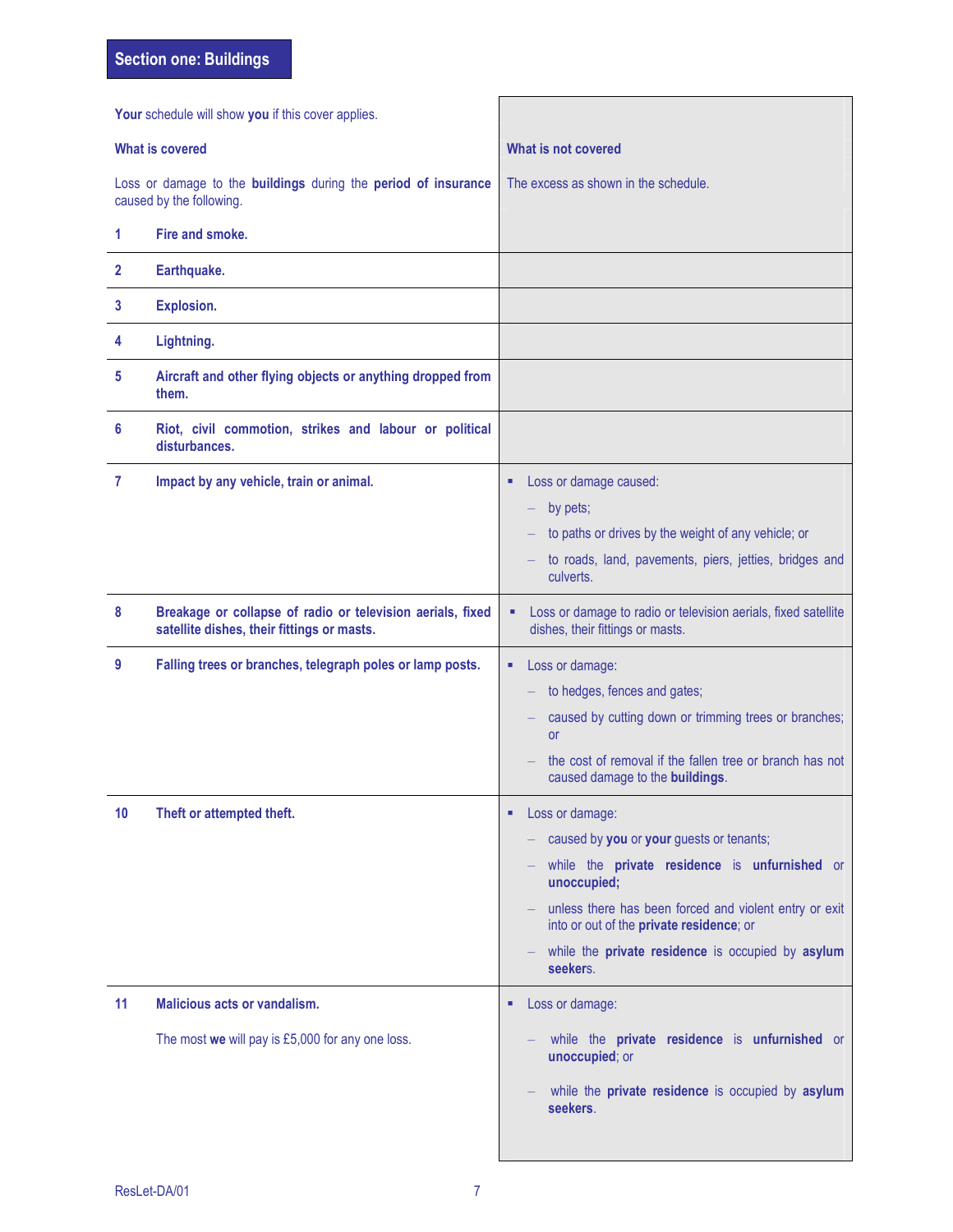## Section one: Buildings

| **Your** schedule will show **you** if this cover applies.<br><br>**What is covered**<br><br>Loss or damage to the **buildings** during the **period of insurance** caused by the following. | **What is not covered**<br><br>The excess as shown in the schedule. |
|---|---|
| **1 Fire and smoke.** | |
| **2 Earthquake.** | |
| **3 Explosion.** | |
| **4 Lightning.** | |
| **5 Aircraft and other flying objects or anything dropped from them.** | |
| **6 Riot, civil commotion, strikes and labour or political disturbances.** | |
| **7 Impact by any vehicle, train or animal.** | ▪ Loss or damage caused:<br>– by pets;<br>– to paths or drives by the weight of any vehicle; or<br>– to roads, land, pavements, piers, jetties, bridges and culverts. |
| **8 Breakage or collapse of radio or television aerials, fixed satellite dishes, their fittings or masts.** | ▪ Loss or damage to radio or television aerials, fixed satellite dishes, their fittings or masts. |
| **9 Falling trees or branches, telegraph poles or lamp posts.** | ▪ Loss or damage:<br>– to hedges, fences and gates;<br>– caused by cutting down or trimming trees or branches; or<br>– the cost of removal if the fallen tree or branch has not caused damage to the **buildings**. |
| **10 Theft or attempted theft.** | ▪ Loss or damage:<br>– caused by **you** or **your** guests or tenants;<br>– while the **private residence** is **unfurnished** or **unoccupied;**<br>– unless there has been forced and violent entry or exit into or out of the **private residence**; or<br>– while the **private residence** is occupied by **asylum seekers**. |
| **11 Malicious acts or vandalism.**<br><br>The most **we** will pay is £5,000 for any one loss. | ▪ Loss or damage:<br>– while the **private residence** is **unfurnished** or **unoccupied**; or<br>– while the **private residence** is occupied by **asylum seekers**. |

ResLet-DA/01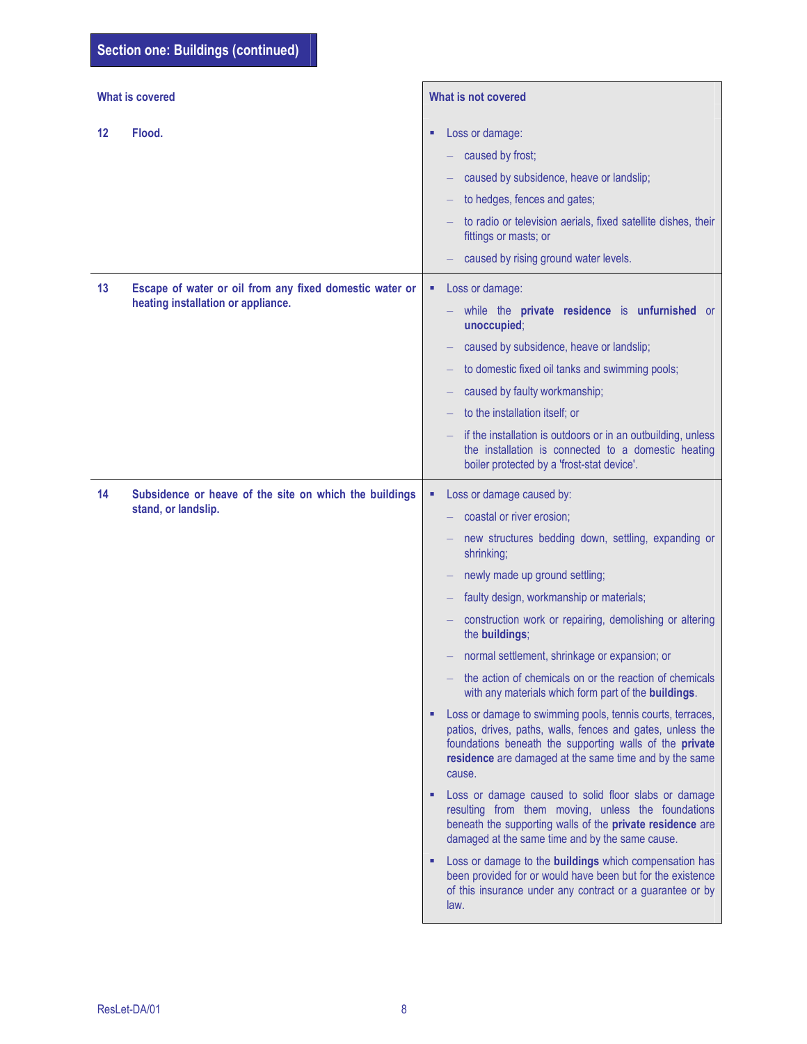## Section one: Buildings (continued)

| What is covered | What is not covered |
|---|---|
| **12 Flood.** | ▪ Loss or damage:<br>– caused by frost;<br>– caused by subsidence, heave or landslip;<br>– to hedges, fences and gates;<br>– to radio or television aerials, fixed satellite dishes, their fittings or masts; or<br>– caused by rising ground water levels. |
| **13 Escape of water or oil from any fixed domestic water or heating installation or appliance.** | ▪ Loss or damage:<br>– while the **private residence** is **unfurnished** or **unoccupied**;<br>– caused by subsidence, heave or landslip;<br>– to domestic fixed oil tanks and swimming pools;<br>– caused by faulty workmanship;<br>– to the installation itself; or<br>– if the installation is outdoors or in an outbuilding, unless the installation is connected to a domestic heating boiler protected by a 'frost-stat device'. |
| **14 Subsidence or heave of the site on which the buildings stand, or landslip.** | ▪ Loss or damage caused by:<br>– coastal or river erosion;<br>– new structures bedding down, settling, expanding or shrinking;<br>– newly made up ground settling;<br>– faulty design, workmanship or materials;<br>– construction work or repairing, demolishing or altering the **buildings**;<br>– normal settlement, shrinkage or expansion; or<br>– the action of chemicals on or the reaction of chemicals with any materials which form part of the **buildings**.<br>▪ Loss or damage to swimming pools, tennis courts, terraces, patios, drives, paths, walls, fences and gates, unless the foundations beneath the supporting walls of the **private residence** are damaged at the same time and by the same cause.<br>▪ Loss or damage caused to solid floor slabs or damage resulting from them moving, unless the foundations beneath the supporting walls of the **private residence** are damaged at the same time and by the same cause.<br>▪ Loss or damage to the **buildings** which compensation has been provided for or would have been but for the existence of this insurance under any contract or a guarantee or by law. |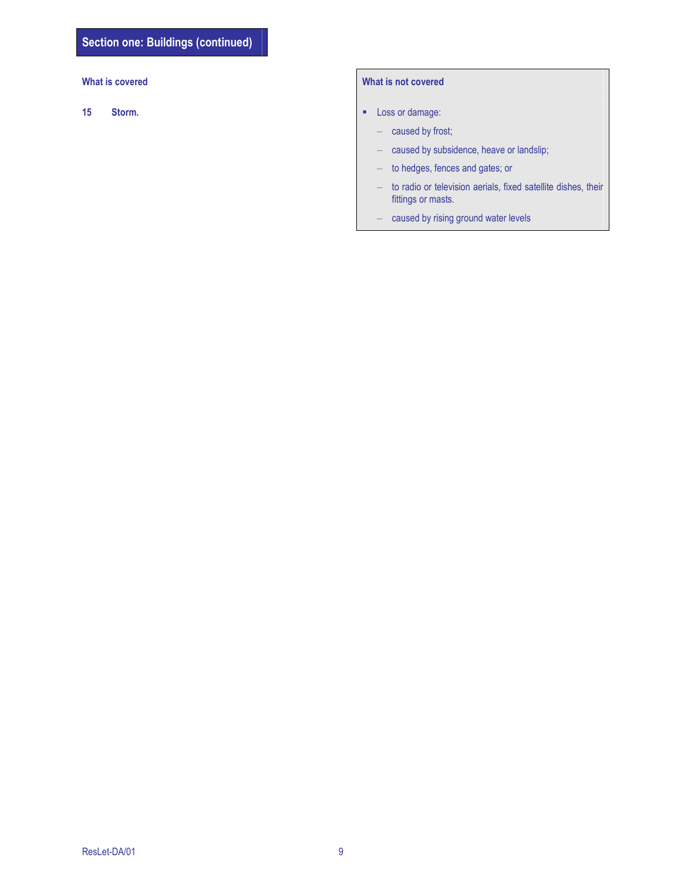## Section one: Buildings (continued)

| What is covered | What is not covered |
|---|---|
| **15 Storm.** | ▪ Loss or damage:<br>– caused by frost;<br>– caused by subsidence, heave or landslip;<br>– to hedges, fences and gates; or<br>– to radio or television aerials, fixed satellite dishes, their fittings or masts.<br>– caused by rising ground water levels |

ResLet-DA/01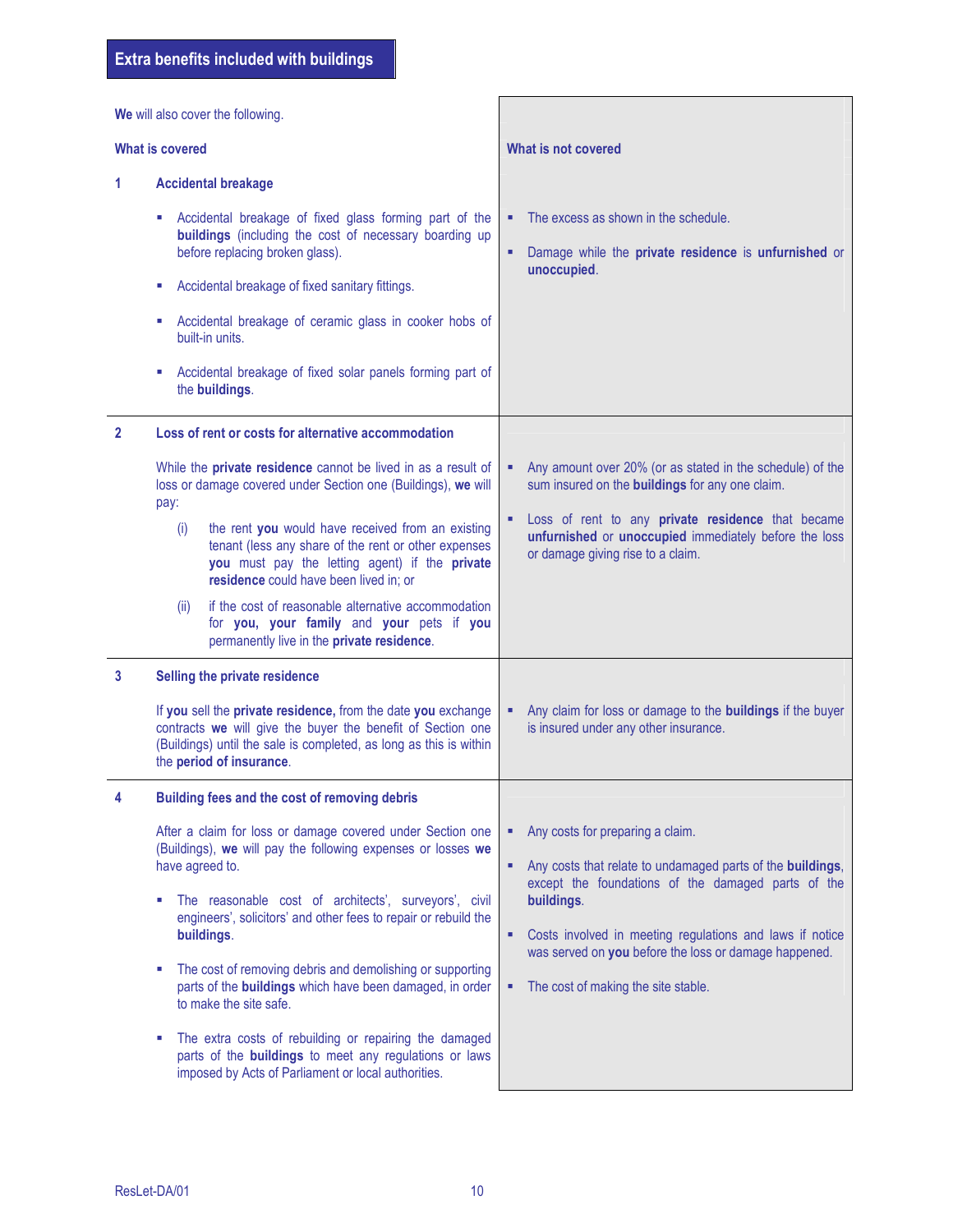## Extra benefits included with buildings

**We** will also cover the following.

### 1 Accidental breakage

**What is covered**

- Accidental breakage of fixed glass forming part of the **buildings** (including the cost of necessary boarding up before replacing broken glass).
- Accidental breakage of fixed sanitary fittings.
- Accidental breakage of ceramic glass in cooker hobs of built-in units.
- Accidental breakage of fixed solar panels forming part of the **buildings**.

**What is not covered**

- The excess as shown in the schedule.
- Damage while the **private residence** is **unfurnished** or **unoccupied**.

### 2 Loss of rent or costs for alternative accommodation

**What is covered**

While the **private residence** cannot be lived in as a result of loss or damage covered under Section one (Buildings), **we** will pay:

(i) the rent **you** would have received from an existing tenant (less any share of the rent or other expenses **you** must pay the letting agent) if the **private residence** could have been lived in; or

(ii) if the cost of reasonable alternative accommodation for **you, your family** and **your** pets if **you** permanently live in the **private residence**.

**What is not covered**

- Any amount over 20% (or as stated in the schedule) of the sum insured on the **buildings** for any one claim.
- Loss of rent to any **private residence** that became **unfurnished** or **unoccupied** immediately before the loss or damage giving rise to a claim.

### 3 Selling the private residence

**What is covered**

If **you** sell the **private residence,** from the date **you** exchange contracts **we** will give the buyer the benefit of Section one (Buildings) until the sale is completed, as long as this is within the **period of insurance**.

**What is not covered**

- Any claim for loss or damage to the **buildings** if the buyer is insured under any other insurance.

### 4 Building fees and the cost of removing debris

**What is covered**

After a claim for loss or damage covered under Section one (Buildings), **we** will pay the following expenses or losses **we** have agreed to.

- The reasonable cost of architects', surveyors', civil engineers', solicitors' and other fees to repair or rebuild the **buildings**.
- The cost of removing debris and demolishing or supporting parts of the **buildings** which have been damaged, in order to make the site safe.
- The extra costs of rebuilding or repairing the damaged parts of the **buildings** to meet any regulations or laws imposed by Acts of Parliament or local authorities.

**What is not covered**

- Any costs for preparing a claim.
- Any costs that relate to undamaged parts of the **buildings**, except the foundations of the damaged parts of the **buildings**.
- Costs involved in meeting regulations and laws if notice was served on **you** before the loss or damage happened.
- The cost of making the site stable.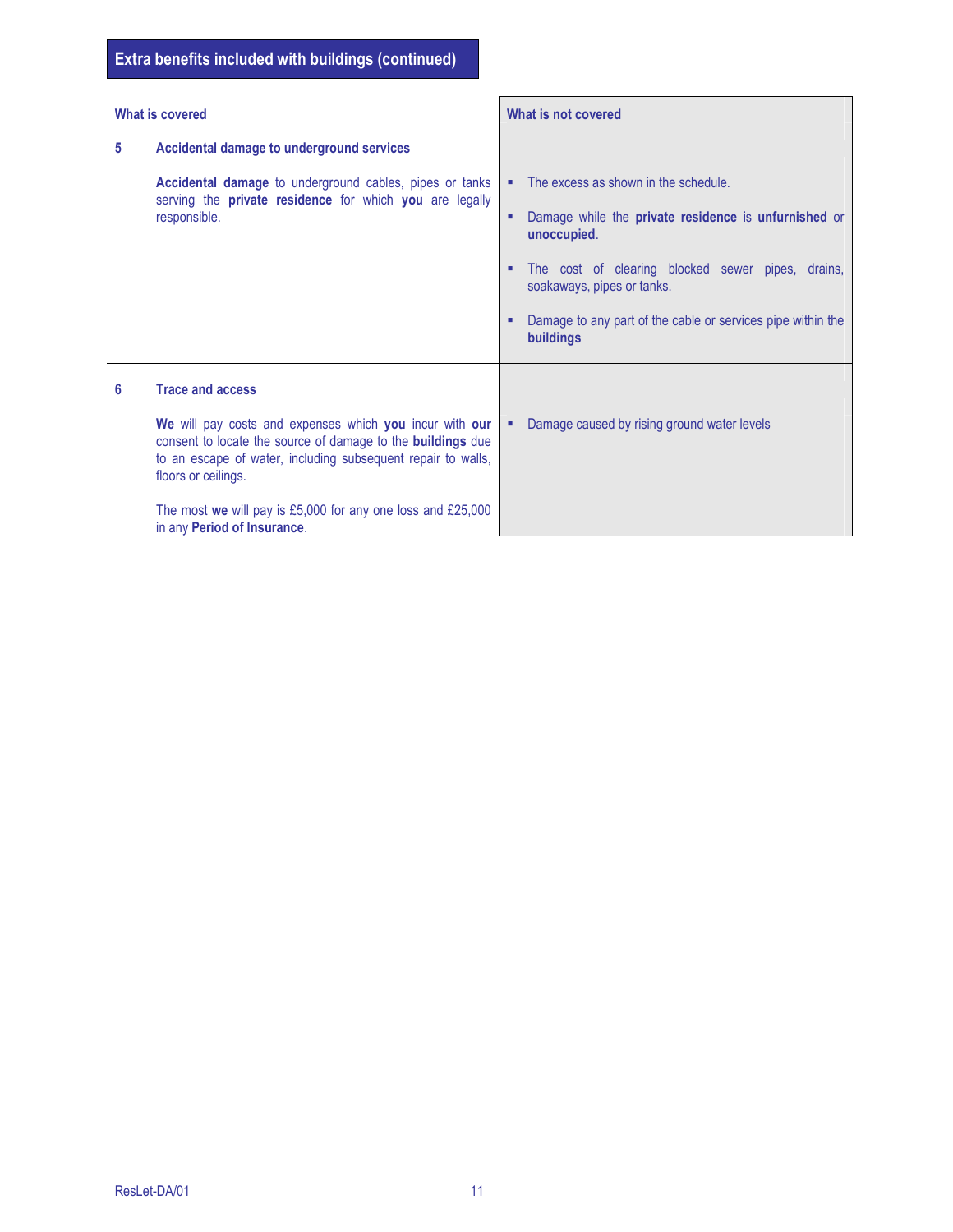## Extra benefits included with buildings (continued)

| What is covered | What is not covered |
| --- | --- |
| **5 Accidental damage to underground services**<br><br>**Accidental damage** to underground cables, pipes or tanks serving the **private residence** for which **you** are legally responsible. | ▪ The excess as shown in the schedule.<br>▪ Damage while the **private residence** is **unfurnished** or **unoccupied**.<br>▪ The cost of clearing blocked sewer pipes, drains, soakaways, pipes or tanks.<br>▪ Damage to any part of the cable or services pipe within the **buildings** |
| **6 Trace and access**<br><br>**We** will pay costs and expenses which **you** incur with **our** consent to locate the source of damage to the **buildings** due to an escape of water, including subsequent repair to walls, floors or ceilings.<br><br>The most **we** will pay is £5,000 for any one loss and £25,000 in any **Period of Insurance**. | ▪ Damage caused by rising ground water levels |

ResLet-DA/01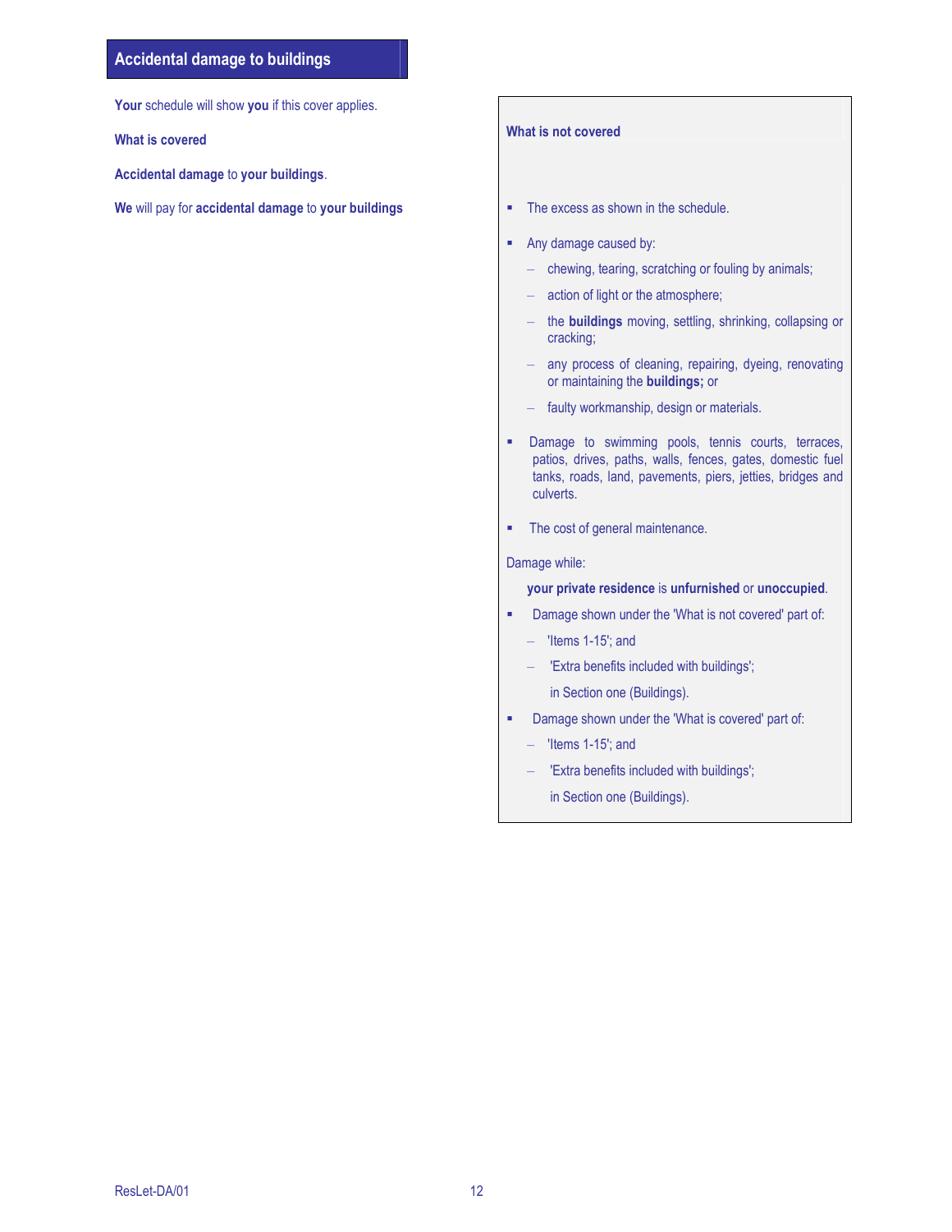## Accidental damage to buildings

**Your** schedule will show **you** if this cover applies.

**What is covered**

**Accidental damage** to **your buildings**.

**We** will pay for **accidental damage** to **your buildings**

**What is not covered**

- The excess as shown in the schedule.
- Any damage caused by:
  - chewing, tearing, scratching or fouling by animals;
  - action of light or the atmosphere;
  - the **buildings** moving, settling, shrinking, collapsing or cracking;
  - any process of cleaning, repairing, dyeing, renovating or maintaining the **buildings;** or
  - faulty workmanship, design or materials.
- Damage to swimming pools, tennis courts, terraces, patios, drives, paths, walls, fences, gates, domestic fuel tanks, roads, land, pavements, piers, jetties, bridges and culverts.
- The cost of general maintenance.

Damage while:

**your private residence** is **unfurnished** or **unoccupied**.

- Damage shown under the 'What is not covered' part of:
  - 'Items 1-15'; and
  - 'Extra benefits included with buildings';

  in Section one (Buildings).
- Damage shown under the 'What is covered' part of:
  - 'Items 1-15'; and
  - 'Extra benefits included with buildings';

  in Section one (Buildings).

ResLet-DA/01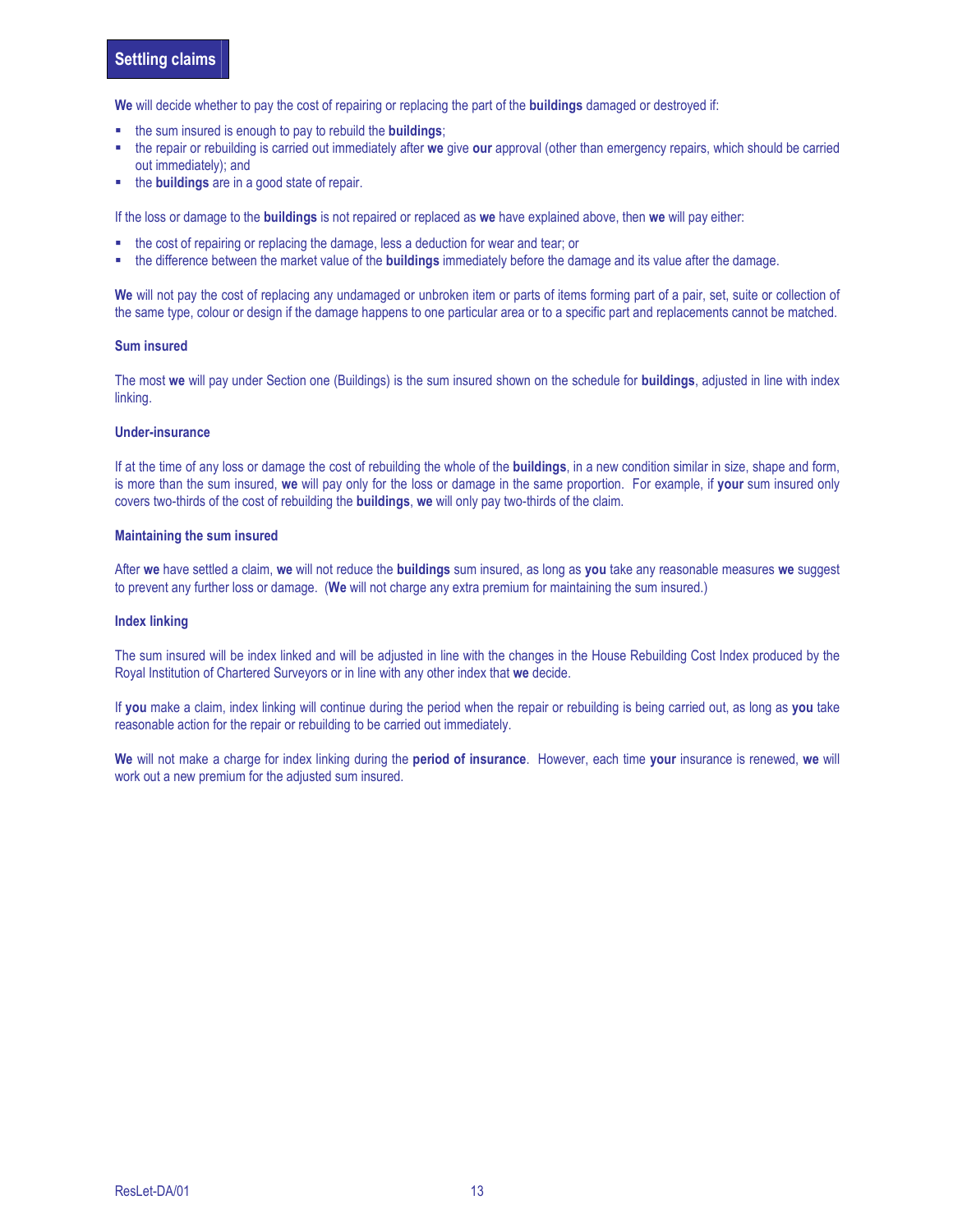## Settling claims

**We** will decide whether to pay the cost of repairing or replacing the part of the **buildings** damaged or destroyed if:

- the sum insured is enough to pay to rebuild the **buildings**;
- the repair or rebuilding is carried out immediately after **we** give **our** approval (other than emergency repairs, which should be carried out immediately); and
- the **buildings** are in a good state of repair.

If the loss or damage to the **buildings** is not repaired or replaced as **we** have explained above, then **we** will pay either:

- the cost of repairing or replacing the damage, less a deduction for wear and tear; or
- the difference between the market value of the **buildings** immediately before the damage and its value after the damage.

**We** will not pay the cost of replacing any undamaged or unbroken item or parts of items forming part of a pair, set, suite or collection of the same type, colour or design if the damage happens to one particular area or to a specific part and replacements cannot be matched.

### Sum insured

The most **we** will pay under Section one (Buildings) is the sum insured shown on the schedule for **buildings**, adjusted in line with index linking.

### Under-insurance

If at the time of any loss or damage the cost of rebuilding the whole of the **buildings**, in a new condition similar in size, shape and form, is more than the sum insured, **we** will pay only for the loss or damage in the same proportion. For example, if **your** sum insured only covers two-thirds of the cost of rebuilding the **buildings**, **we** will only pay two-thirds of the claim.

### Maintaining the sum insured

After **we** have settled a claim, **we** will not reduce the **buildings** sum insured, as long as **you** take any reasonable measures **we** suggest to prevent any further loss or damage. (**We** will not charge any extra premium for maintaining the sum insured.)

### Index linking

The sum insured will be index linked and will be adjusted in line with the changes in the House Rebuilding Cost Index produced by the Royal Institution of Chartered Surveyors or in line with any other index that **we** decide.

If **you** make a claim, index linking will continue during the period when the repair or rebuilding is being carried out, as long as **you** take reasonable action for the repair or rebuilding to be carried out immediately.

**We** will not make a charge for index linking during the **period of insurance**. However, each time **your** insurance is renewed, **we** will work out a new premium for the adjusted sum insured.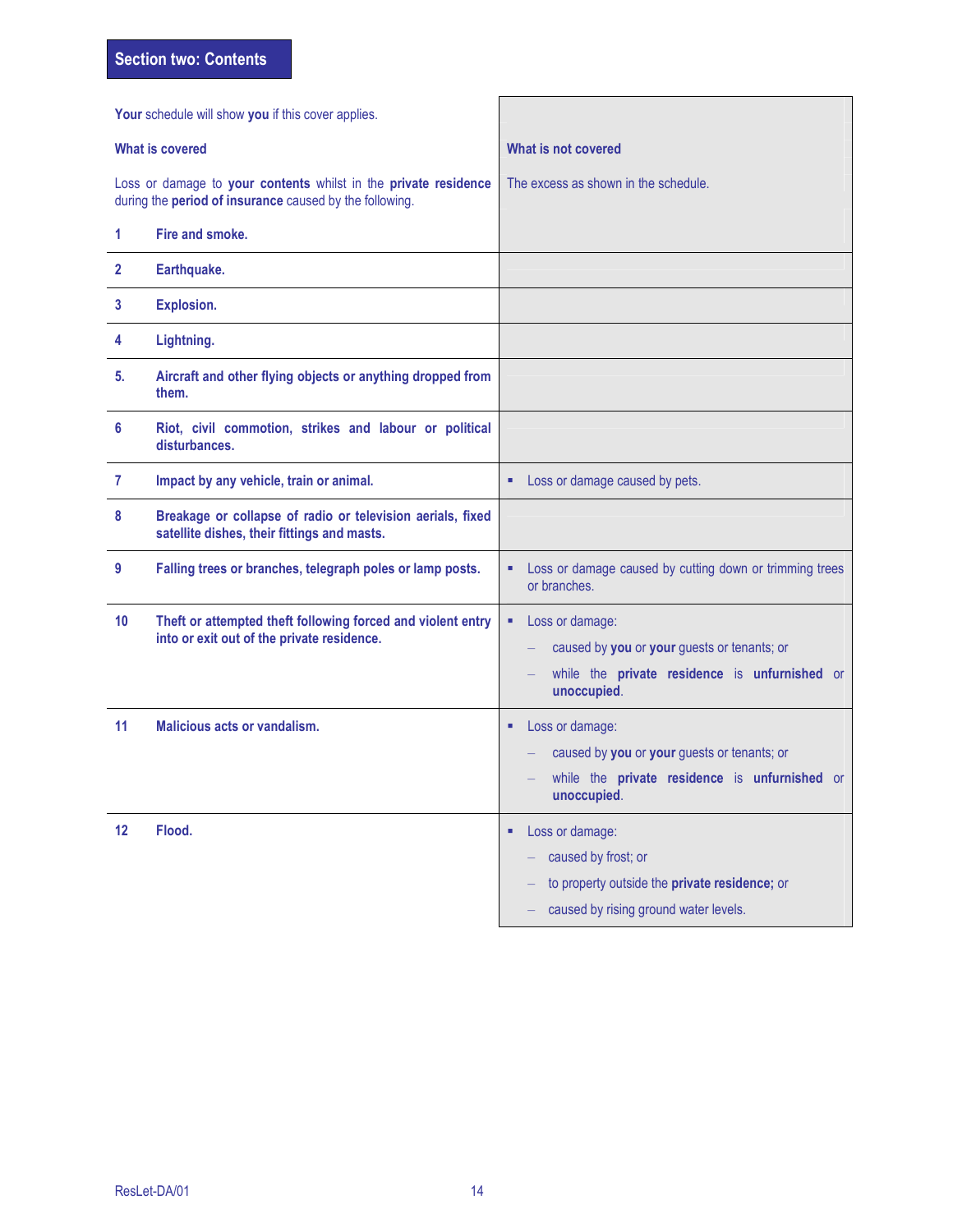## Section two: Contents

| **Your** schedule will show **you** if this cover applies. | |
|---|---|
| **What is covered** | **What is not covered** |
| Loss or damage to **your contents** whilst in the **private residence** during the **period of insurance** caused by the following. | The excess as shown in the schedule. |
| **1 Fire and smoke.** | |
| **2 Earthquake.** | |
| **3 Explosion.** | |
| **4 Lightning.** | |
| **5. Aircraft and other flying objects or anything dropped from them.** | |
| **6 Riot, civil commotion, strikes and labour or political disturbances.** | |
| **7 Impact by any vehicle, train or animal.** | ▪ Loss or damage caused by pets. |
| **8 Breakage or collapse of radio or television aerials, fixed satellite dishes, their fittings and masts.** | |
| **9 Falling trees or branches, telegraph poles or lamp posts.** | ▪ Loss or damage caused by cutting down or trimming trees or branches. |
| **10 Theft or attempted theft following forced and violent entry into or exit out of the private residence.** | ▪ Loss or damage:<br>– caused by **you** or **your** guests or tenants; or<br>– while the **private residence** is **unfurnished** or **unoccupied**. |
| **11 Malicious acts or vandalism.** | ▪ Loss or damage:<br>– caused by **you** or **your** guests or tenants; or<br>– while the **private residence** is **unfurnished** or **unoccupied**. |
| **12 Flood.** | ▪ Loss or damage:<br>– caused by frost; or<br>– to property outside the **private residence;** or<br>– caused by rising ground water levels. |

ResLet-DA/01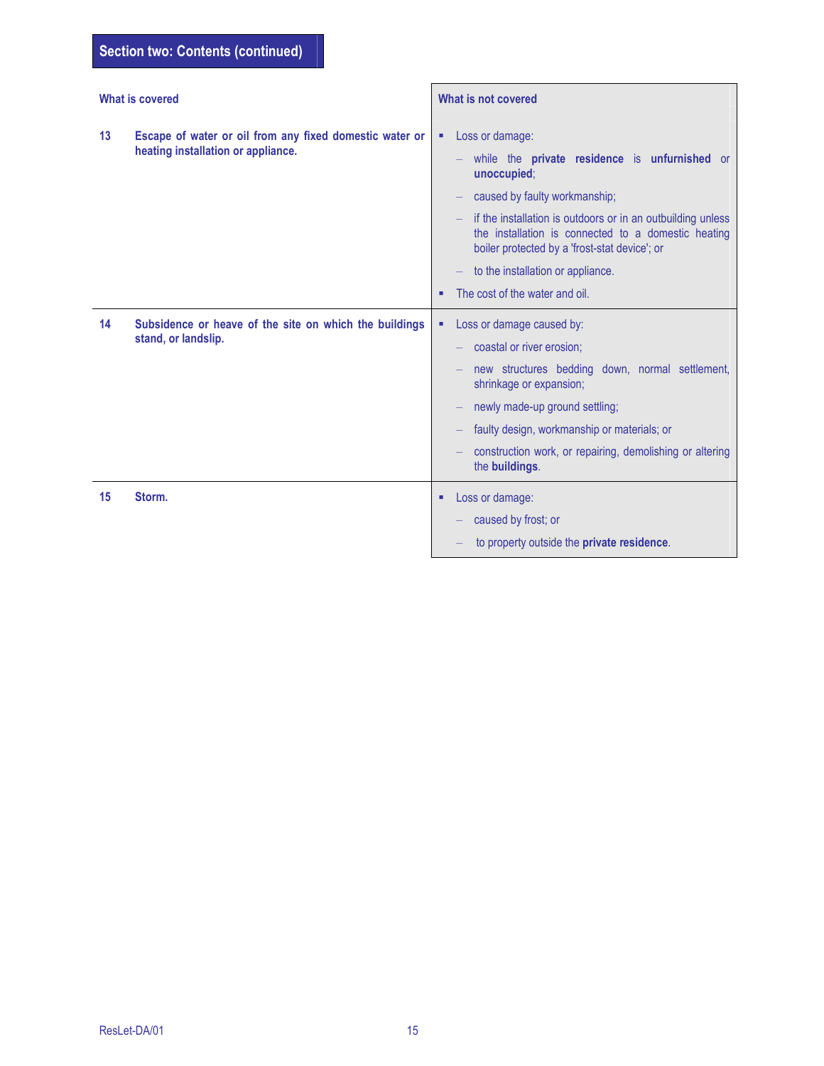## Section two: Contents (continued)

| What is covered | What is not covered |
|---|---|
| **13 Escape of water or oil from any fixed domestic water or heating installation or appliance.** | ▪ Loss or damage:<br>– while the **private residence** is **unfurnished** or **unoccupied**;<br>– caused by faulty workmanship;<br>– if the installation is outdoors or in an outbuilding unless the installation is connected to a domestic heating boiler protected by a 'frost-stat device'; or<br>– to the installation or appliance.<br>▪ The cost of the water and oil. |
| **14 Subsidence or heave of the site on which the buildings stand, or landslip.** | ▪ Loss or damage caused by:<br>– coastal or river erosion;<br>– new structures bedding down, normal settlement, shrinkage or expansion;<br>– newly made-up ground settling;<br>– faulty design, workmanship or materials; or<br>– construction work, or repairing, demolishing or altering the **buildings**. |
| **15 Storm.** | ▪ Loss or damage:<br>– caused by frost; or<br>– to property outside the **private residence**. |

ResLet-DA/01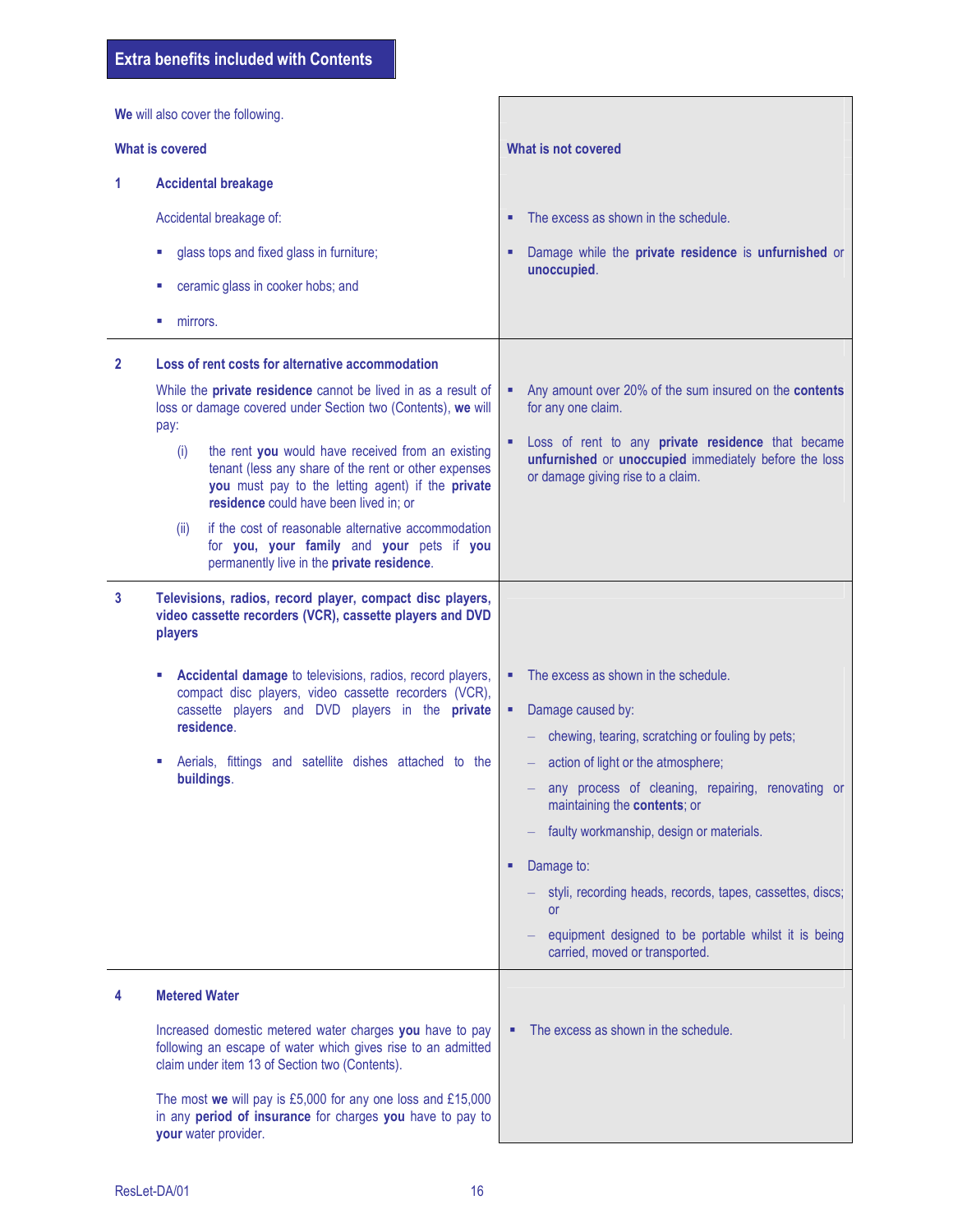## Extra benefits included with Contents

**We** will also cover the following.

| What is covered | What is not covered |
|---|---|
| **1 Accidental breakage**<br><br>Accidental breakage of:<br>- glass tops and fixed glass in furniture;<br>- ceramic glass in cooker hobs; and<br>- mirrors. | - The excess as shown in the schedule.<br>- Damage while the **private residence** is **unfurnished** or **unoccupied**. |
| **2 Loss of rent costs for alternative accommodation**<br><br>While the **private residence** cannot be lived in as a result of loss or damage covered under Section two (Contents), **we** will pay:<br>(i) the rent **you** would have received from an existing tenant (less any share of the rent or other expenses **you** must pay to the letting agent) if the **private residence** could have been lived in; or<br>(ii) if the cost of reasonable alternative accommodation for **you, your family** and **your** pets if **you** permanently live in the **private residence**. | - Any amount over 20% of the sum insured on the **contents** for any one claim.<br>- Loss of rent to any **private residence** that became **unfurnished** or **unoccupied** immediately before the loss or damage giving rise to a claim. |
| **3 Televisions, radios, record player, compact disc players, video cassette recorders (VCR), cassette players and DVD players**<br><br>- **Accidental damage** to televisions, radios, record players, compact disc players, video cassette recorders (VCR), cassette players and DVD players in the **private residence**.<br>- Aerials, fittings and satellite dishes attached to the **buildings**. | - The excess as shown in the schedule.<br>- Damage caused by:<br>  – chewing, tearing, scratching or fouling by pets;<br>  – action of light or the atmosphere;<br>  – any process of cleaning, repairing, renovating or maintaining the **contents**; or<br>  – faulty workmanship, design or materials.<br>- Damage to:<br>  – styli, recording heads, records, tapes, cassettes, discs; or<br>  – equipment designed to be portable whilst it is being carried, moved or transported. |
| **4 Metered Water**<br><br>Increased domestic metered water charges **you** have to pay following an escape of water which gives rise to an admitted claim under item 13 of Section two (Contents).<br><br>The most **we** will pay is £5,000 for any one loss and £15,000 in any **period of insurance** for charges **you** have to pay to **your** water provider. | - The excess as shown in the schedule. |

ResLet-DA/01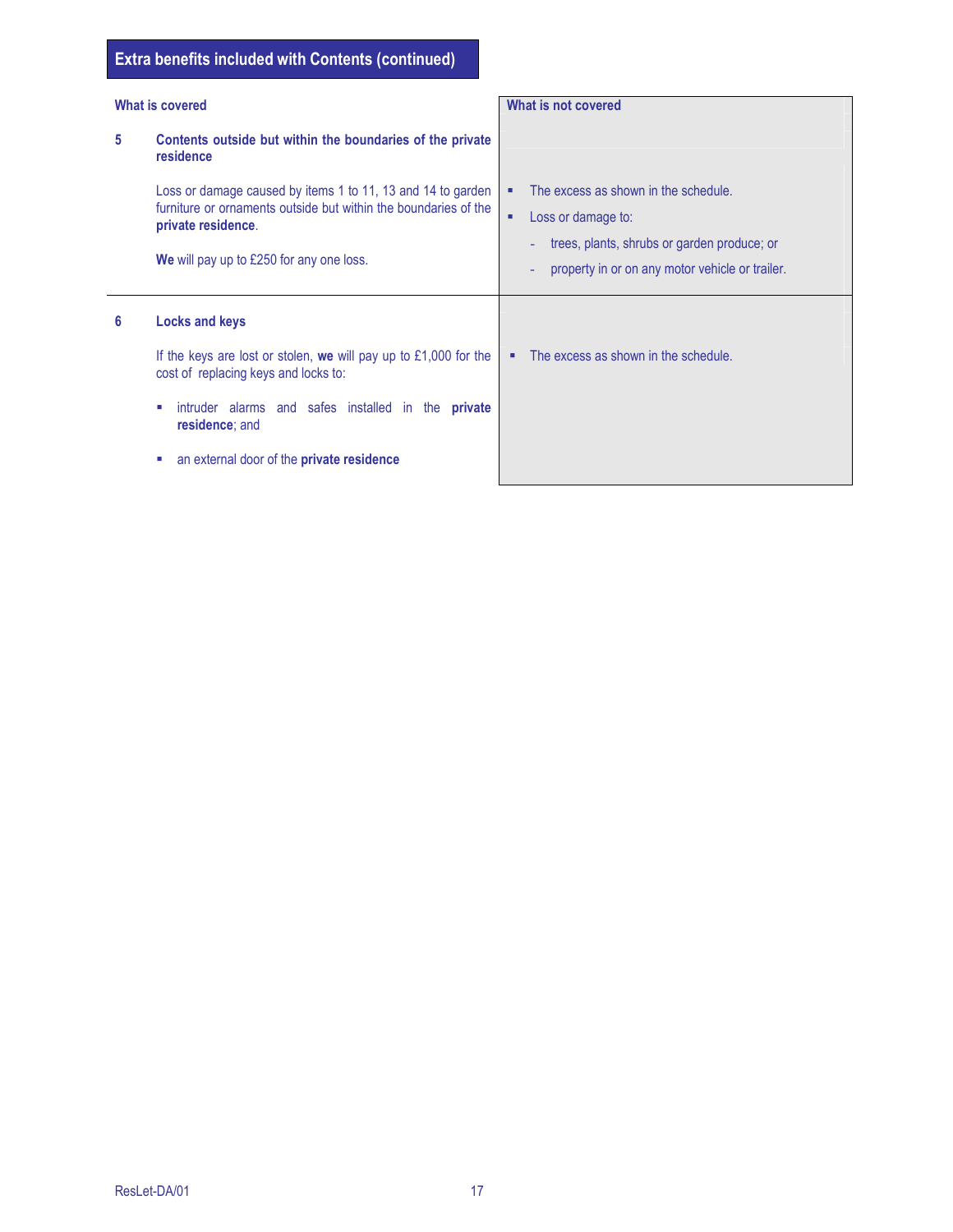## Extra benefits included with Contents (continued)

| What is covered | What is not covered |
| --- | --- |
| **5 Contents outside but within the boundaries of the private residence**<br><br>Loss or damage caused by items 1 to 11, 13 and 14 to garden furniture or ornaments outside but within the boundaries of the **private residence**.<br><br>**We** will pay up to £250 for any one loss. | ▪ The excess as shown in the schedule.<br>▪ Loss or damage to:<br>- trees, plants, shrubs or garden produce; or<br>- property in or on any motor vehicle or trailer. |
| **6 Locks and keys**<br><br>If the keys are lost or stolen, **we** will pay up to £1,000 for the cost of replacing keys and locks to:<br>▪ intruder alarms and safes installed in the **private residence**; and<br>▪ an external door of the **private residence** | ▪ The excess as shown in the schedule. |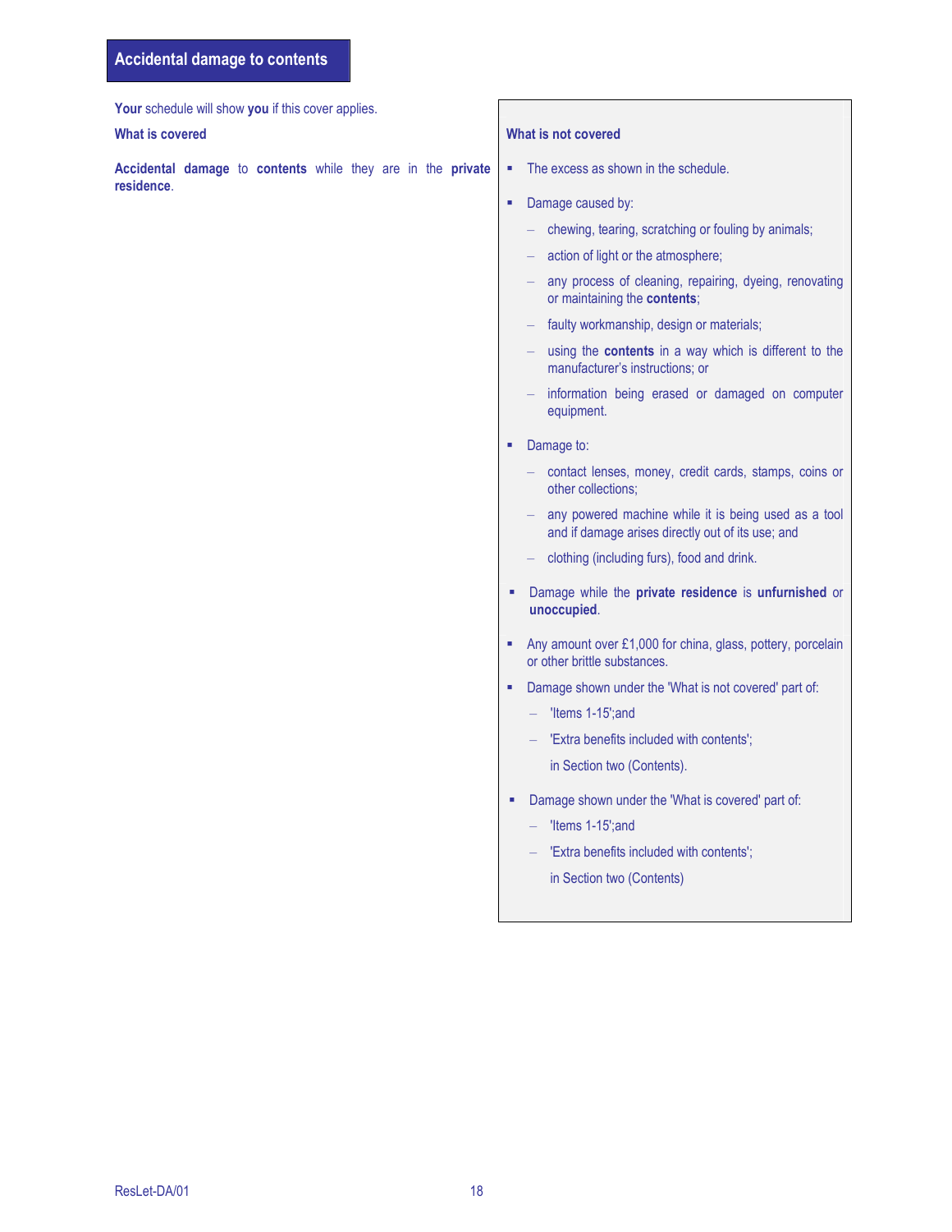## Accidental damage to contents

**Your** schedule will show **you** if this cover applies.

**What is covered**

**Accidental damage** to **contents** while they are in the **private residence**.

**What is not covered**

- The excess as shown in the schedule.
- Damage caused by:
  - chewing, tearing, scratching or fouling by animals;
  - action of light or the atmosphere;
  - any process of cleaning, repairing, dyeing, renovating or maintaining the **contents**;
  - faulty workmanship, design or materials;
  - using the **contents** in a way which is different to the manufacturer's instructions; or
  - information being erased or damaged on computer equipment.
- Damage to:
  - contact lenses, money, credit cards, stamps, coins or other collections;
  - any powered machine while it is being used as a tool and if damage arises directly out of its use; and
  - clothing (including furs), food and drink.
- Damage while the **private residence** is **unfurnished** or **unoccupied**.
- Any amount over £1,000 for china, glass, pottery, porcelain or other brittle substances.
- Damage shown under the 'What is not covered' part of:
  - 'Items 1-15';and
  - 'Extra benefits included with contents';

  in Section two (Contents).
- Damage shown under the 'What is covered' part of:
  - 'Items 1-15';and
  - 'Extra benefits included with contents';

  in Section two (Contents)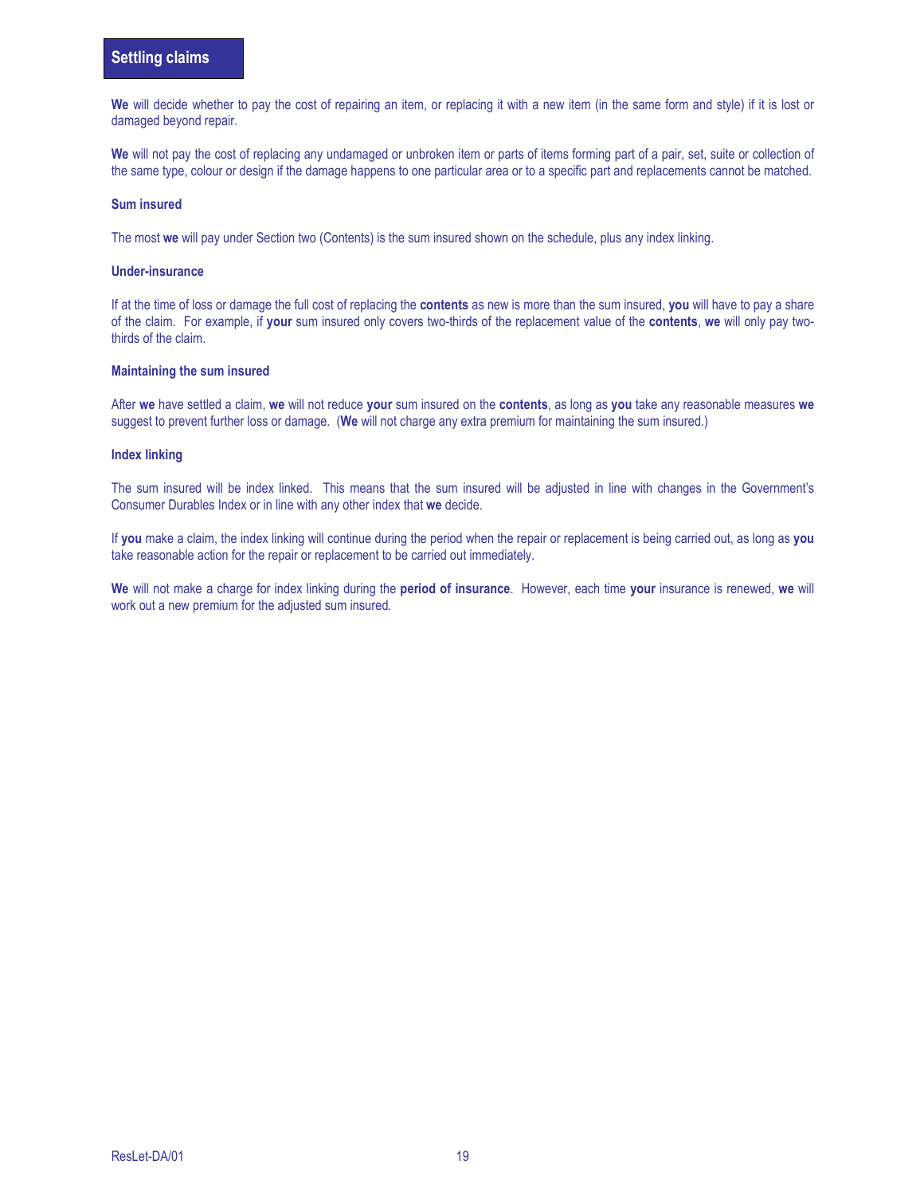## Settling claims

**We** will decide whether to pay the cost of repairing an item, or replacing it with a new item (in the same form and style) if it is lost or damaged beyond repair.

**We** will not pay the cost of replacing any undamaged or unbroken item or parts of items forming part of a pair, set, suite or collection of the same type, colour or design if the damage happens to one particular area or to a specific part and replacements cannot be matched.

### Sum insured

The most **we** will pay under Section two (Contents) is the sum insured shown on the schedule, plus any index linking.

### Under-insurance

If at the time of loss or damage the full cost of replacing the **contents** as new is more than the sum insured, **you** will have to pay a share of the claim. For example, if **your** sum insured only covers two-thirds of the replacement value of the **contents**, **we** will only pay two-thirds of the claim.

### Maintaining the sum insured

After **we** have settled a claim, **we** will not reduce **your** sum insured on the **contents**, as long as **you** take any reasonable measures **we** suggest to prevent further loss or damage. (**We** will not charge any extra premium for maintaining the sum insured.)

### Index linking

The sum insured will be index linked. This means that the sum insured will be adjusted in line with changes in the Government's Consumer Durables Index or in line with any other index that **we** decide.

If **you** make a claim, the index linking will continue during the period when the repair or replacement is being carried out, as long as **you** take reasonable action for the repair or replacement to be carried out immediately.

**We** will not make a charge for index linking during the **period of insurance**. However, each time **your** insurance is renewed, **we** will work out a new premium for the adjusted sum insured.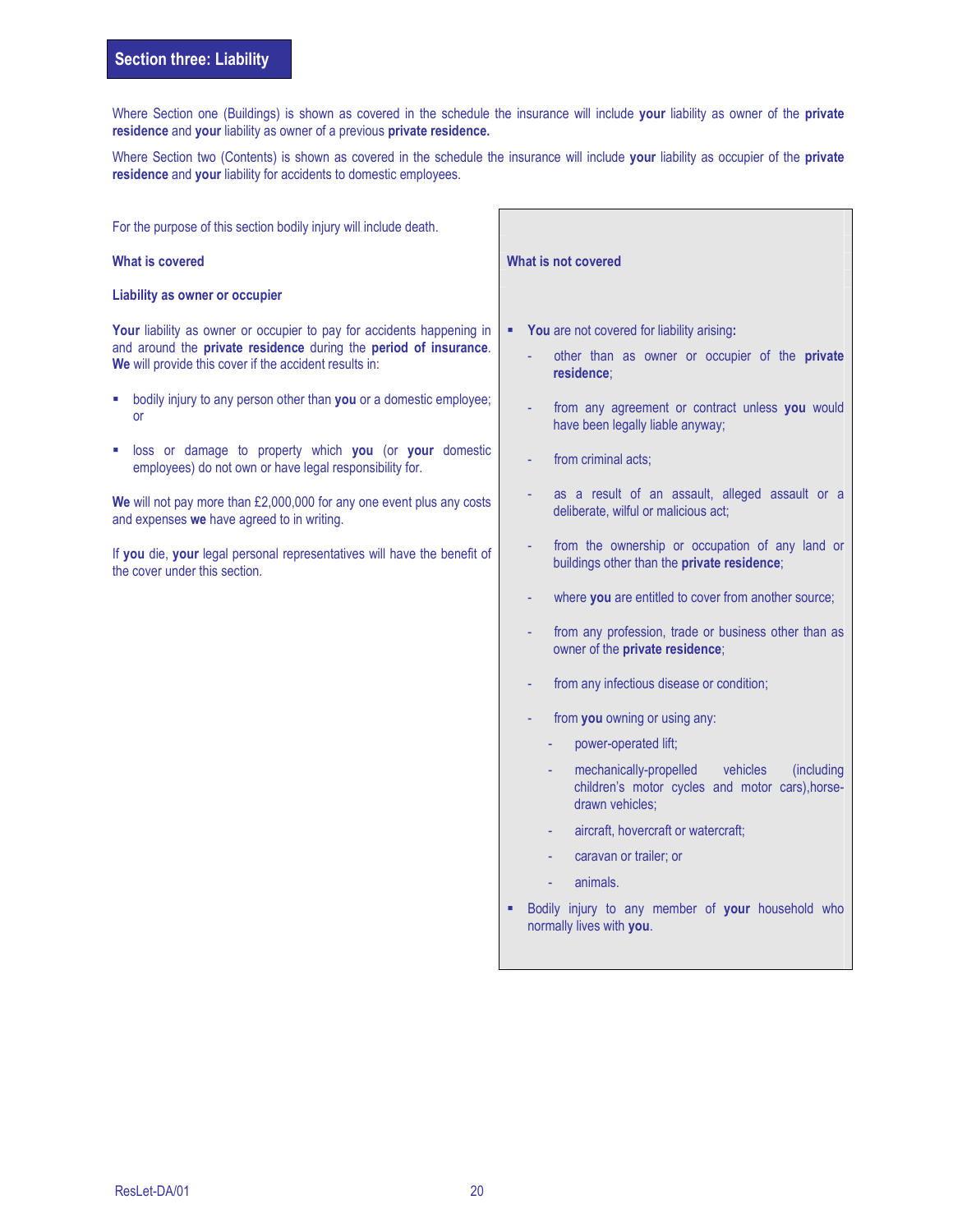## Section three: Liability

Where Section one (Buildings) is shown as covered in the schedule the insurance will include **your** liability as owner of the **private residence** and **your** liability as owner of a previous **private residence.**

Where Section two (Contents) is shown as covered in the schedule the insurance will include **your** liability as occupier of the **private residence** and **your** liability for accidents to domestic employees.

For the purpose of this section bodily injury will include death.

### What is covered

**Liability as owner or occupier**

**Your** liability as owner or occupier to pay for accidents happening in and around the **private residence** during the **period of insurance**. **We** will provide this cover if the accident results in:

- bodily injury to any person other than **you** or a domestic employee; or
- loss or damage to property which **you** (or **your** domestic employees) do not own or have legal responsibility for.

**We** will not pay more than £2,000,000 for any one event plus any costs and expenses **we** have agreed to in writing.

If **you** die, **your** legal personal representatives will have the benefit of the cover under this section.

### What is not covered

- **You** are not covered for liability arising**:**
  - other than as owner or occupier of the **private residence**;
  - from any agreement or contract unless **you** would have been legally liable anyway;
  - from criminal acts;
  - as a result of an assault, alleged assault or a deliberate, wilful or malicious act;
  - from the ownership or occupation of any land or buildings other than the **private residence**;
  - where **you** are entitled to cover from another source;
  - from any profession, trade or business other than as owner of the **private residence**;
  - from any infectious disease or condition;
  - from **you** owning or using any:
    - power-operated lift;
    - mechanically-propelled vehicles (including children's motor cycles and motor cars),horse-drawn vehicles;
    - aircraft, hovercraft or watercraft;
    - caravan or trailer; or
    - animals.
- Bodily injury to any member of **your** household who normally lives with **you**.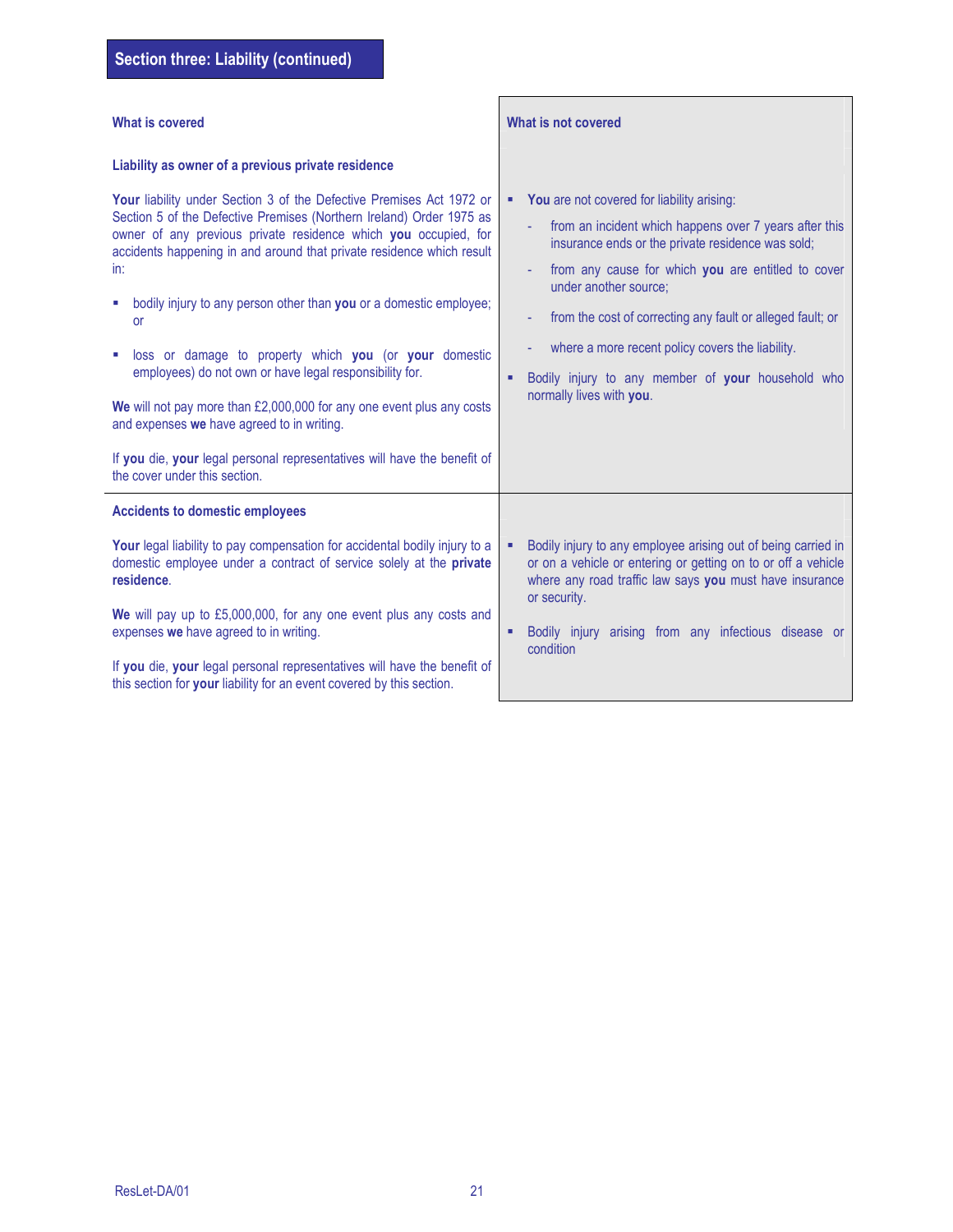## Section three: Liability (continued)

| What is covered | What is not covered |
| --- | --- |
| **Liability as owner of a previous private residence**<br><br>**Your** liability under Section 3 of the Defective Premises Act 1972 or Section 5 of the Defective Premises (Northern Ireland) Order 1975 as owner of any previous private residence which **you** occupied, for accidents happening in and around that private residence which result in:<br><br>▪ bodily injury to any person other than **you** or a domestic employee; or<br><br>▪ loss or damage to property which **you** (or **your** domestic employees) do not own or have legal responsibility for.<br><br>**We** will not pay more than £2,000,000 for any one event plus any costs and expenses **we** have agreed to in writing.<br><br>If **you** die, **your** legal personal representatives will have the benefit of the cover under this section. | ▪ **You** are not covered for liability arising:<br>- from an incident which happens over 7 years after this insurance ends or the private residence was sold;<br>- from any cause for which **you** are entitled to cover under another source;<br>- from the cost of correcting any fault or alleged fault; or<br>- where a more recent policy covers the liability.<br><br>▪ Bodily injury to any member of **your** household who normally lives with **you**. |
| **Accidents to domestic employees**<br><br>**Your** legal liability to pay compensation for accidental bodily injury to a domestic employee under a contract of service solely at the **private residence**.<br><br>**We** will pay up to £5,000,000, for any one event plus any costs and expenses **we** have agreed to in writing.<br><br>If **you** die, **your** legal personal representatives will have the benefit of this section for **your** liability for an event covered by this section. | ▪ Bodily injury to any employee arising out of being carried in or on a vehicle or entering or getting on to or off a vehicle where any road traffic law says **you** must have insurance or security.<br><br>▪ Bodily injury arising from any infectious disease or condition |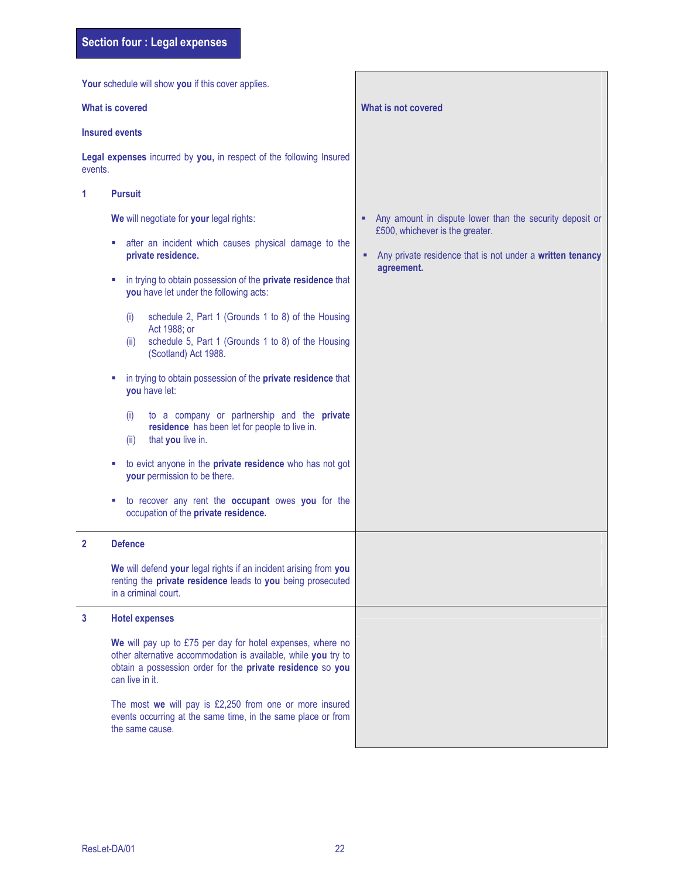## Section four : Legal expenses

**Your** schedule will show **you** if this cover applies.

| What is covered | What is not covered |
|---|---|
| **Insured events**<br><br>**Legal expenses** incurred by **you,** in respect of the following Insured events.<br><br>**1 Pursuit**<br><br>**We** will negotiate for **your** legal rights:<br><br>▪ after an incident which causes physical damage to the **private residence.**<br><br>▪ in trying to obtain possession of the **private residence** that **you** have let under the following acts:<br>(i) schedule 2, Part 1 (Grounds 1 to 8) of the Housing Act 1988; or<br>(ii) schedule 5, Part 1 (Grounds 1 to 8) of the Housing (Scotland) Act 1988.<br><br>▪ in trying to obtain possession of the **private residence** that **you** have let:<br>(i) to a company or partnership and the **private residence** has been let for people to live in.<br>(ii) that **you** live in.<br><br>▪ to evict anyone in the **private residence** who has not got **your** permission to be there.<br><br>▪ to recover any rent the **occupant** owes **you** for the occupation of the **private residence.** | ▪ Any amount in dispute lower than the security deposit or £500, whichever is the greater.<br><br>▪ Any private residence that is not under a **written tenancy agreement.** |
| **2 Defence**<br><br>**We** will defend **your** legal rights if an incident arising from **you** renting the **private residence** leads to **you** being prosecuted in a criminal court. | |
| **3 Hotel expenses**<br><br>**We** will pay up to £75 per day for hotel expenses, where no other alternative accommodation is available, while **you** try to obtain a possession order for the **private residence** so **you** can live in it.<br><br>The most **we** will pay is £2,250 from one or more insured events occurring at the same time, in the same place or from the same cause. | |

ResLet-DA/01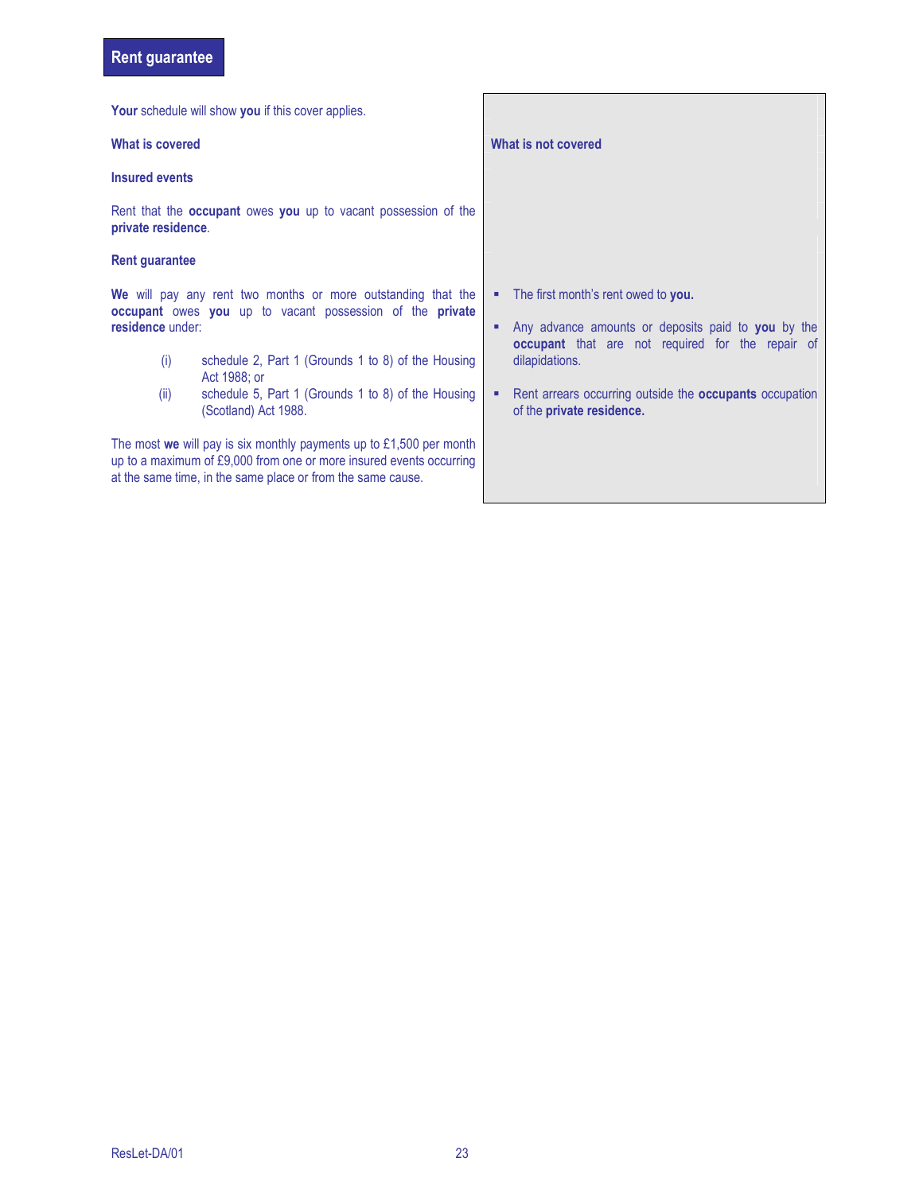## Rent guarantee

**Your** schedule will show **you** if this cover applies.

### What is covered

**Insured events**

Rent that the **occupant** owes **you** up to vacant possession of the **private residence**.

**Rent guarantee**

**We** will pay any rent two months or more outstanding that the **occupant** owes **you** up to vacant possession of the **private residence** under:

(i) schedule 2, Part 1 (Grounds 1 to 8) of the Housing Act 1988; or

(ii) schedule 5, Part 1 (Grounds 1 to 8) of the Housing (Scotland) Act 1988.

The most **we** will pay is six monthly payments up to £1,500 per month up to a maximum of £9,000 from one or more insured events occurring at the same time, in the same place or from the same cause.

### What is not covered

- The first month's rent owed to **you.**
- Any advance amounts or deposits paid to **you** by the **occupant** that are not required for the repair of dilapidations.
- Rent arrears occurring outside the **occupants** occupation of the **private residence.**

ResLet-DA/01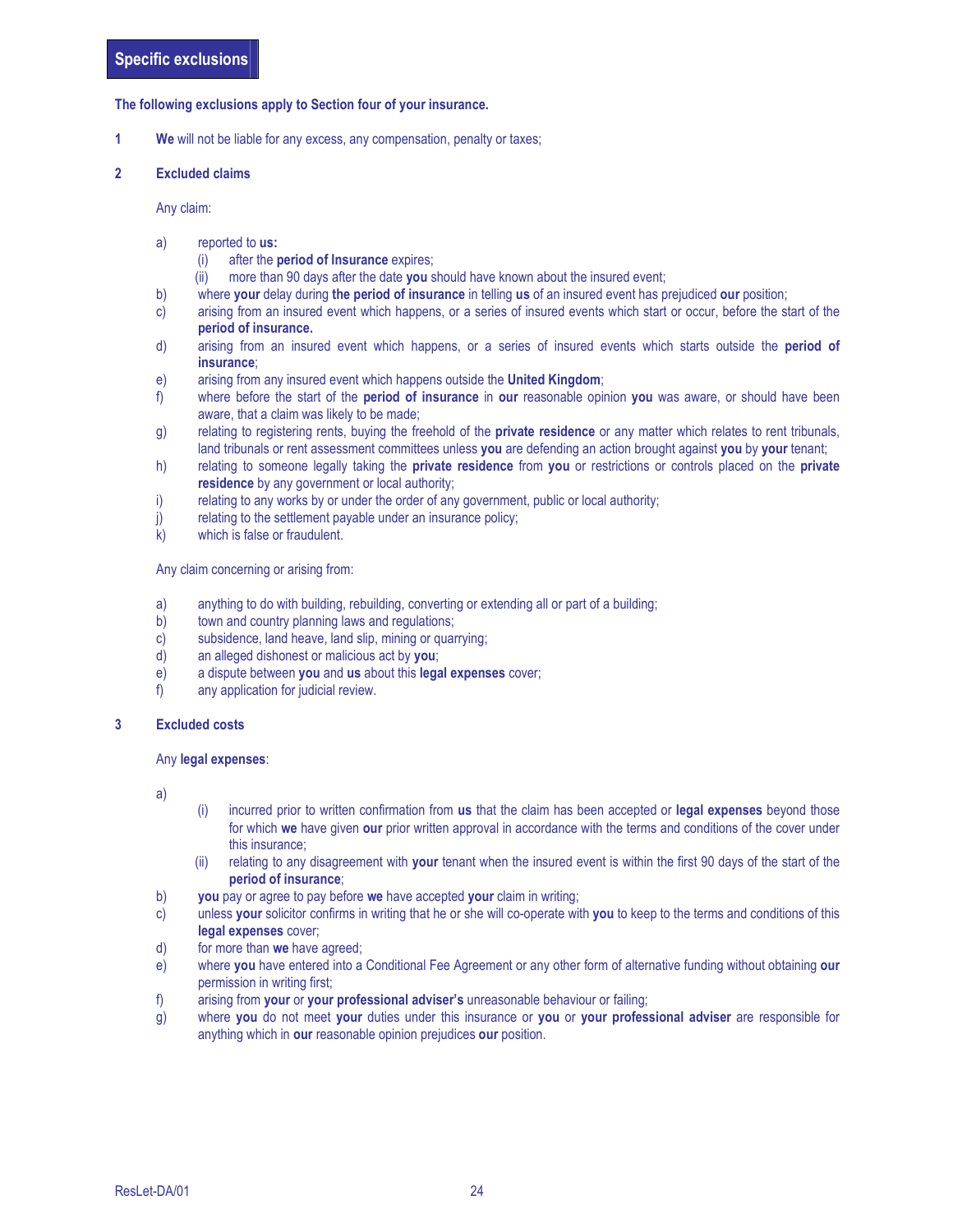## Specific exclusions

**The following exclusions apply to Section four of your insurance.**

1 **We** will not be liable for any excess, any compensation, penalty or taxes;

2 **Excluded claims**

Any claim:

a) reported to **us:**
   (i) after the **period of Insurance** expires;
   (ii) more than 90 days after the date **you** should have known about the insured event;
b) where **your** delay during **the period of insurance** in telling **us** of an insured event has prejudiced **our** position;
c) arising from an insured event which happens, or a series of insured events which start or occur, before the start of the **period of insurance.**
d) arising from an insured event which happens, or a series of insured events which starts outside the **period of insurance**;
e) arising from any insured event which happens outside the **United Kingdom**;
f) where before the start of the **period of insurance** in **our** reasonable opinion **you** was aware, or should have been aware, that a claim was likely to be made;
g) relating to registering rents, buying the freehold of the **private residence** or any matter which relates to rent tribunals, land tribunals or rent assessment committees unless **you** are defending an action brought against **you** by **your** tenant;
h) relating to someone legally taking the **private residence** from **you** or restrictions or controls placed on the **private residence** by any government or local authority;
i) relating to any works by or under the order of any government, public or local authority;
j) relating to the settlement payable under an insurance policy;
k) which is false or fraudulent.

Any claim concerning or arising from:

a) anything to do with building, rebuilding, converting or extending all or part of a building;
b) town and country planning laws and regulations;
c) subsidence, land heave, land slip, mining or quarrying;
d) an alleged dishonest or malicious act by **you**;
e) a dispute between **you** and **us** about this **legal expenses** cover;
f) any application for judicial review.

3 **Excluded costs**

Any **legal expenses**:

a)
   (i) incurred prior to written confirmation from **us** that the claim has been accepted or **legal expenses** beyond those for which **we** have given **our** prior written approval in accordance with the terms and conditions of the cover under this insurance;
   (ii) relating to any disagreement with **your** tenant when the insured event is within the first 90 days of the start of the **period of insurance**;
b) **you** pay or agree to pay before **we** have accepted **your** claim in writing;
c) unless **your** solicitor confirms in writing that he or she will co-operate with **you** to keep to the terms and conditions of this **legal expenses** cover;
d) for more than **we** have agreed;
e) where **you** have entered into a Conditional Fee Agreement or any other form of alternative funding without obtaining **our** permission in writing first;
f) arising from **your** or **your professional adviser's** unreasonable behaviour or failing;
g) where **you** do not meet **your** duties under this insurance or **you** or **your professional adviser** are responsible for anything which in **our** reasonable opinion prejudices **our** position.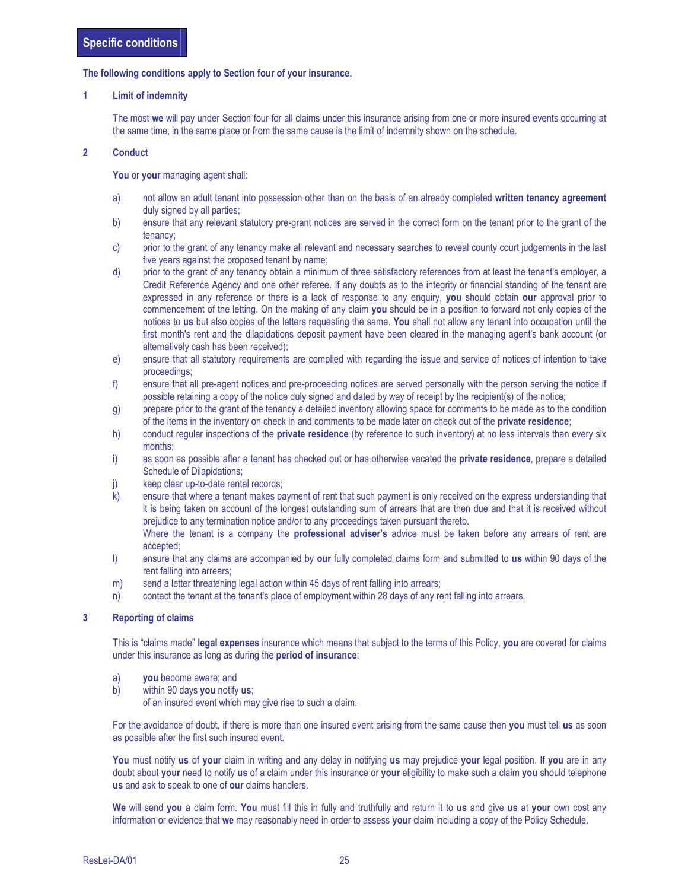## Specific conditions

**The following conditions apply to Section four of your insurance.**

### 1 Limit of indemnity

The most **we** will pay under Section four for all claims under this insurance arising from one or more insured events occurring at the same time, in the same place or from the same cause is the limit of indemnity shown on the schedule.

### 2 Conduct

**You** or **your** managing agent shall:

a) not allow an adult tenant into possession other than on the basis of an already completed **written tenancy agreement** duly signed by all parties;

b) ensure that any relevant statutory pre-grant notices are served in the correct form on the tenant prior to the grant of the tenancy;

c) prior to the grant of any tenancy make all relevant and necessary searches to reveal county court judgements in the last five years against the proposed tenant by name;

d) prior to the grant of any tenancy obtain a minimum of three satisfactory references from at least the tenant's employer, a Credit Reference Agency and one other referee. If any doubts as to the integrity or financial standing of the tenant are expressed in any reference or there is a lack of response to any enquiry, **you** should obtain **our** approval prior to commencement of the letting. On the making of any claim **you** should be in a position to forward not only copies of the notices to **us** but also copies of the letters requesting the same. **You** shall not allow any tenant into occupation until the first month's rent and the dilapidations deposit payment have been cleared in the managing agent's bank account (or alternatively cash has been received);

e) ensure that all statutory requirements are complied with regarding the issue and service of notices of intention to take proceedings;

f) ensure that all pre-agent notices and pre-proceeding notices are served personally with the person serving the notice if possible retaining a copy of the notice duly signed and dated by way of receipt by the recipient(s) of the notice;

g) prepare prior to the grant of the tenancy a detailed inventory allowing space for comments to be made as to the condition of the items in the inventory on check in and comments to be made later on check out of the **private residence**;

h) conduct regular inspections of the **private residence** (by reference to such inventory) at no less intervals than every six months;

i) as soon as possible after a tenant has checked out or has otherwise vacated the **private residence**, prepare a detailed Schedule of Dilapidations;

j) keep clear up-to-date rental records;

k) ensure that where a tenant makes payment of rent that such payment is only received on the express understanding that it is being taken on account of the longest outstanding sum of arrears that are then due and that it is received without prejudice to any termination notice and/or to any proceedings taken pursuant thereto.
Where the tenant is a company the **professional adviser's** advice must be taken before any arrears of rent are accepted;

l) ensure that any claims are accompanied by **our** fully completed claims form and submitted to **us** within 90 days of the rent falling into arrears;

m) send a letter threatening legal action within 45 days of rent falling into arrears;

n) contact the tenant at the tenant's place of employment within 28 days of any rent falling into arrears.

### 3 Reporting of claims

This is "claims made" **legal expenses** insurance which means that subject to the terms of this Policy, **you** are covered for claims under this insurance as long as during the **period of insurance**:

a) **you** become aware; and

b) within 90 days **you** notify **us**;
of an insured event which may give rise to such a claim.

For the avoidance of doubt, if there is more than one insured event arising from the same cause then **you** must tell **us** as soon as possible after the first such insured event.

**You** must notify **us** of **your** claim in writing and any delay in notifying **us** may prejudice **your** legal position. If **you** are in any doubt about **your** need to notify **us** of a claim under this insurance or **your** eligibility to make such a claim **you** should telephone **us** and ask to speak to one of **our** claims handlers.

**We** will send **you** a claim form. **You** must fill this in fully and truthfully and return it to **us** and give **us** at **your** own cost any information or evidence that **we** may reasonably need in order to assess **your** claim including a copy of the Policy Schedule.

ResLet-DA/01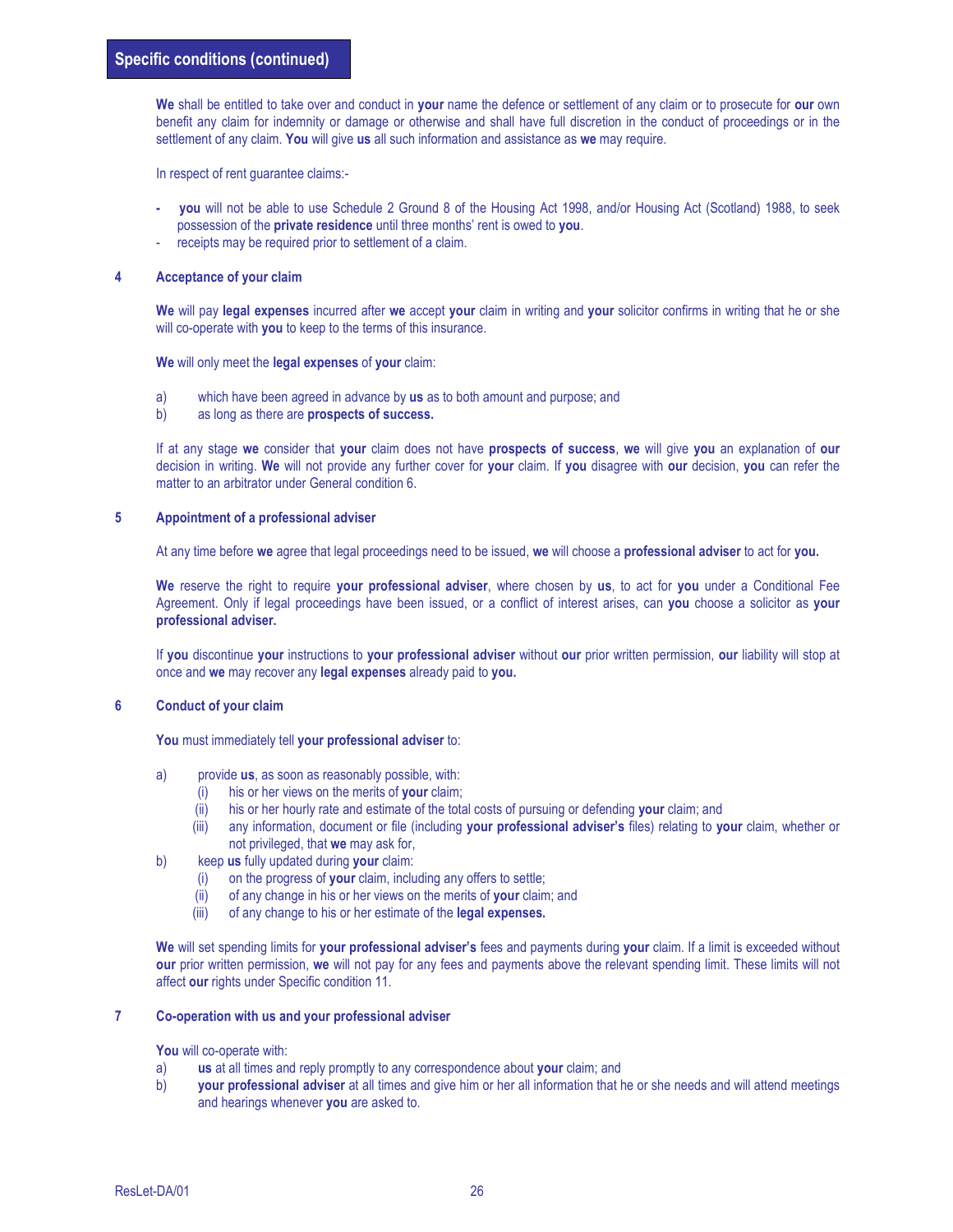## Specific conditions (continued)

**We** shall be entitled to take over and conduct in **your** name the defence or settlement of any claim or to prosecute for **our** own benefit any claim for indemnity or damage or otherwise and shall have full discretion in the conduct of proceedings or in the settlement of any claim. **You** will give **us** all such information and assistance as **we** may require.

In respect of rent guarantee claims:-

- **you** will not be able to use Schedule 2 Ground 8 of the Housing Act 1998, and/or Housing Act (Scotland) 1988, to seek possession of the **private residence** until three months' rent is owed to **you**.
- receipts may be required prior to settlement of a claim.

### 4 Acceptance of your claim

**We** will pay **legal expenses** incurred after **we** accept **your** claim in writing and **your** solicitor confirms in writing that he or she will co-operate with **you** to keep to the terms of this insurance.

**We** will only meet the **legal expenses** of **your** claim:

a) which have been agreed in advance by **us** as to both amount and purpose; and
b) as long as there are **prospects of success.**

If at any stage **we** consider that **your** claim does not have **prospects of success**, **we** will give **you** an explanation of **our** decision in writing. **We** will not provide any further cover for **your** claim. If **you** disagree with **our** decision, **you** can refer the matter to an arbitrator under General condition 6.

### 5 Appointment of a professional adviser

At any time before **we** agree that legal proceedings need to be issued, **we** will choose a **professional adviser** to act for **you.**

**We** reserve the right to require **your professional adviser**, where chosen by **us**, to act for **you** under a Conditional Fee Agreement. Only if legal proceedings have been issued, or a conflict of interest arises, can **you** choose a solicitor as **your professional adviser.**

If **you** discontinue **your** instructions to **your professional adviser** without **our** prior written permission, **our** liability will stop at once and **we** may recover any **legal expenses** already paid to **you.**

### 6 Conduct of your claim

**You** must immediately tell **your professional adviser** to:

a) provide **us**, as soon as reasonably possible, with:
   (i) his or her views on the merits of **your** claim;
   (ii) his or her hourly rate and estimate of the total costs of pursuing or defending **your** claim; and
   (iii) any information, document or file (including **your professional adviser's** files) relating to **your** claim, whether or not privileged, that **we** may ask for,
b) keep **us** fully updated during **your** claim:
   (i) on the progress of **your** claim, including any offers to settle;
   (ii) of any change in his or her views on the merits of **your** claim; and
   (iii) of any change to his or her estimate of the **legal expenses.**

**We** will set spending limits for **your professional adviser's** fees and payments during **your** claim. If a limit is exceeded without **our** prior written permission, **we** will not pay for any fees and payments above the relevant spending limit. These limits will not affect **our** rights under Specific condition 11.

### 7 Co-operation with us and your professional adviser

**You** will co-operate with:

a) **us** at all times and reply promptly to any correspondence about **your** claim; and
b) **your professional adviser** at all times and give him or her all information that he or she needs and will attend meetings and hearings whenever **you** are asked to.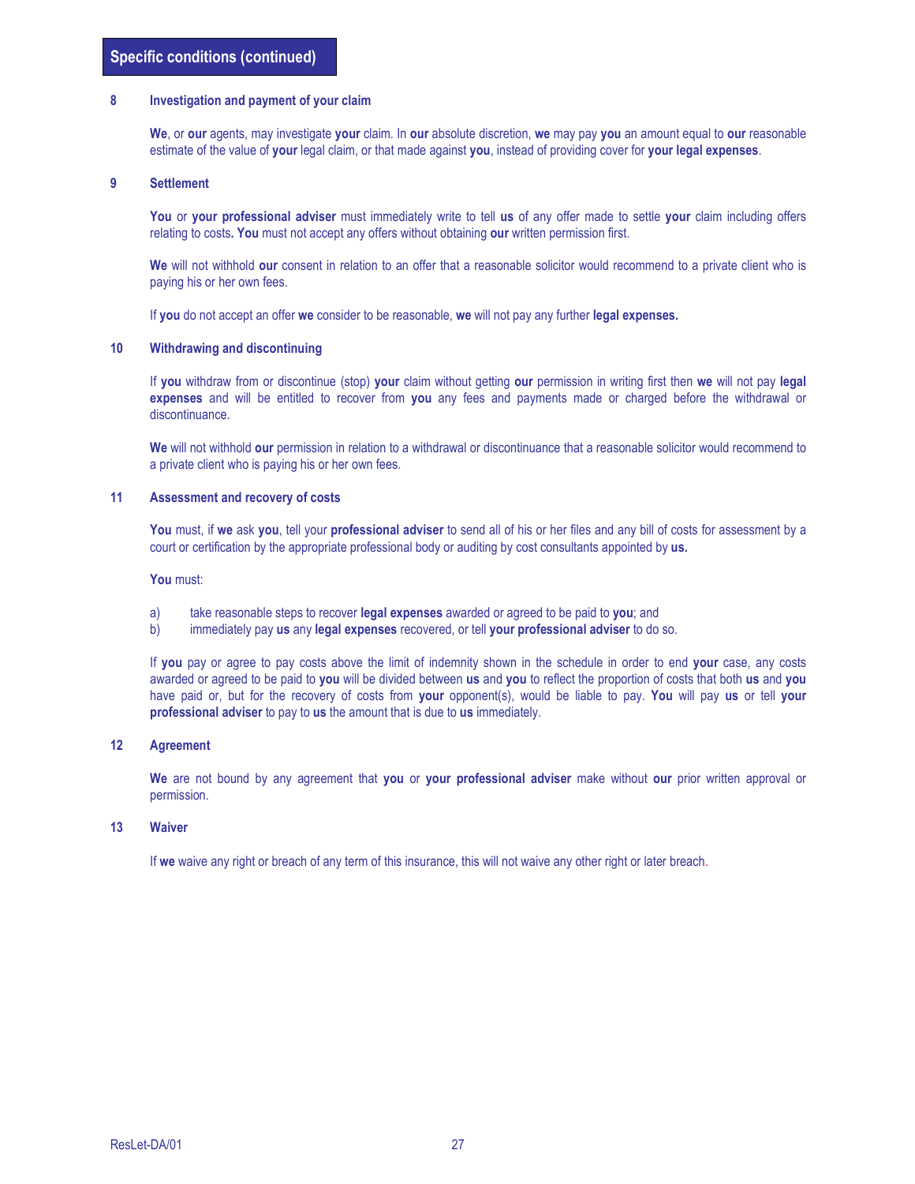## Specific conditions (continued)

### 8 Investigation and payment of your claim

**We**, or **our** agents, may investigate **your** claim. In **our** absolute discretion, **we** may pay **you** an amount equal to **our** reasonable estimate of the value of **your** legal claim, or that made against **you**, instead of providing cover for **your legal expenses**.

### 9 Settlement

**You** or **your professional adviser** must immediately write to tell **us** of any offer made to settle **your** claim including offers relating to costs**. You** must not accept any offers without obtaining **our** written permission first.

**We** will not withhold **our** consent in relation to an offer that a reasonable solicitor would recommend to a private client who is paying his or her own fees.

If **you** do not accept an offer **we** consider to be reasonable, **we** will not pay any further **legal expenses.**

### 10 Withdrawing and discontinuing

If **you** withdraw from or discontinue (stop) **your** claim without getting **our** permission in writing first then **we** will not pay **legal expenses** and will be entitled to recover from **you** any fees and payments made or charged before the withdrawal or discontinuance.

**We** will not withhold **our** permission in relation to a withdrawal or discontinuance that a reasonable solicitor would recommend to a private client who is paying his or her own fees.

### 11 Assessment and recovery of costs

**You** must, if **we** ask **you**, tell your **professional adviser** to send all of his or her files and any bill of costs for assessment by a court or certification by the appropriate professional body or auditing by cost consultants appointed by **us.**

**You** must:

a) take reasonable steps to recover **legal expenses** awarded or agreed to be paid to **you**; and
b) immediately pay **us** any **legal expenses** recovered, or tell **your professional adviser** to do so.

If **you** pay or agree to pay costs above the limit of indemnity shown in the schedule in order to end **your** case, any costs awarded or agreed to be paid to **you** will be divided between **us** and **you** to reflect the proportion of costs that both **us** and **you** have paid or, but for the recovery of costs from **your** opponent(s), would be liable to pay. **You** will pay **us** or tell **your professional adviser** to pay to **us** the amount that is due to **us** immediately.

### 12 Agreement

**We** are not bound by any agreement that **you** or **your professional adviser** make without **our** prior written approval or permission.

### 13 Waiver

If **we** waive any right or breach of any term of this insurance, this will not waive any other right or later breach.

ResLet-DA/01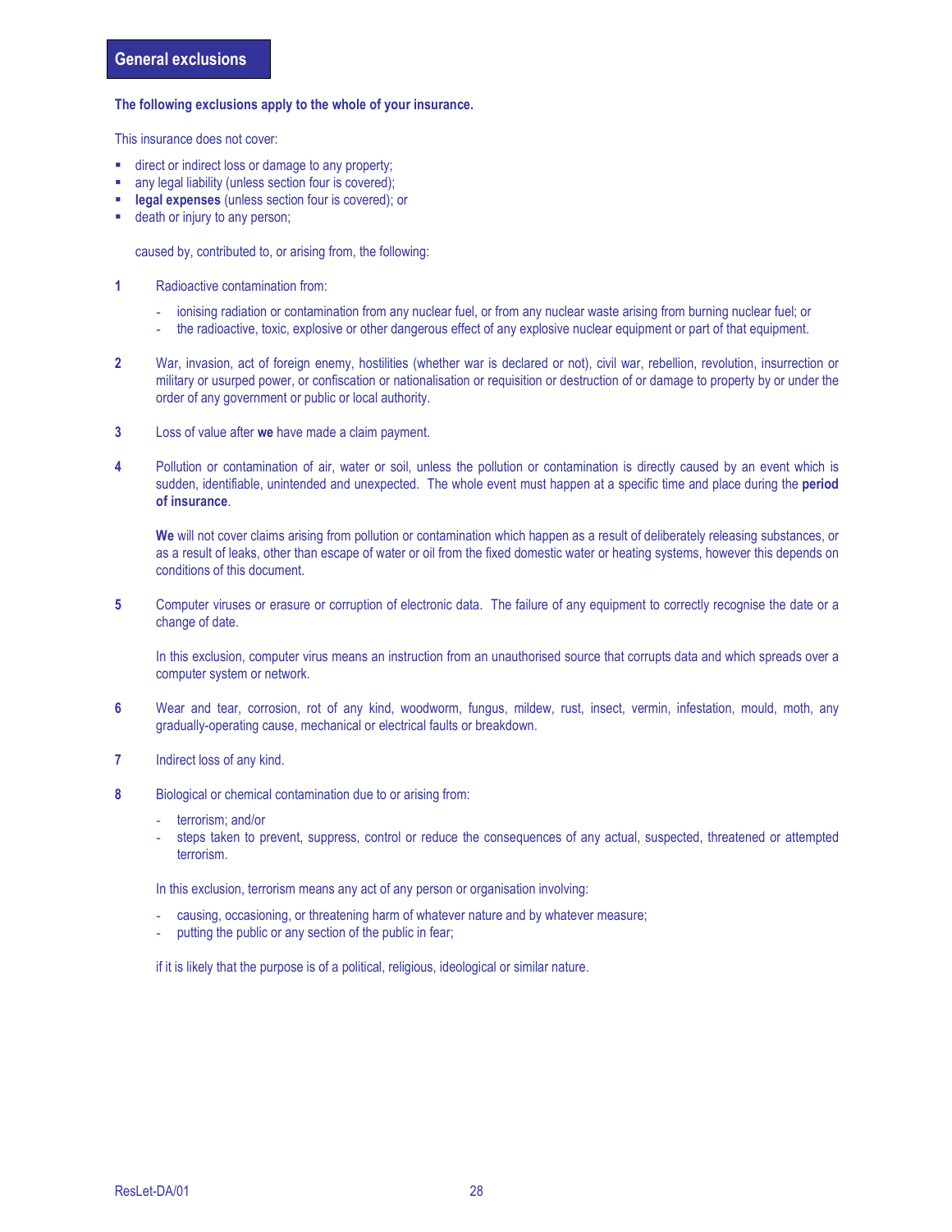## General exclusions

**The following exclusions apply to the whole of your insurance.**

This insurance does not cover:

- direct or indirect loss or damage to any property;
- any legal liability (unless section four is covered);
- **legal expenses** (unless section four is covered); or
- death or injury to any person;

caused by, contributed to, or arising from, the following:

**1** Radioactive contamination from:

- ionising radiation or contamination from any nuclear fuel, or from any nuclear waste arising from burning nuclear fuel; or
- the radioactive, toxic, explosive or other dangerous effect of any explosive nuclear equipment or part of that equipment.

**2** War, invasion, act of foreign enemy, hostilities (whether war is declared or not), civil war, rebellion, revolution, insurrection or military or usurped power, or confiscation or nationalisation or requisition or destruction of or damage to property by or under the order of any government or public or local authority.

**3** Loss of value after **we** have made a claim payment.

**4** Pollution or contamination of air, water or soil, unless the pollution or contamination is directly caused by an event which is sudden, identifiable, unintended and unexpected. The whole event must happen at a specific time and place during the **period of insurance**.

**We** will not cover claims arising from pollution or contamination which happen as a result of deliberately releasing substances, or as a result of leaks, other than escape of water or oil from the fixed domestic water or heating systems, however this depends on conditions of this document.

**5** Computer viruses or erasure or corruption of electronic data. The failure of any equipment to correctly recognise the date or a change of date.

In this exclusion, computer virus means an instruction from an unauthorised source that corrupts data and which spreads over a computer system or network.

**6** Wear and tear, corrosion, rot of any kind, woodworm, fungus, mildew, rust, insect, vermin, infestation, mould, moth, any gradually-operating cause, mechanical or electrical faults or breakdown.

**7** Indirect loss of any kind.

**8** Biological or chemical contamination due to or arising from:

- terrorism; and/or
- steps taken to prevent, suppress, control or reduce the consequences of any actual, suspected, threatened or attempted terrorism.

In this exclusion, terrorism means any act of any person or organisation involving:

- causing, occasioning, or threatening harm of whatever nature and by whatever measure;
- putting the public or any section of the public in fear;

if it is likely that the purpose is of a political, religious, ideological or similar nature.

ResLet-DA/01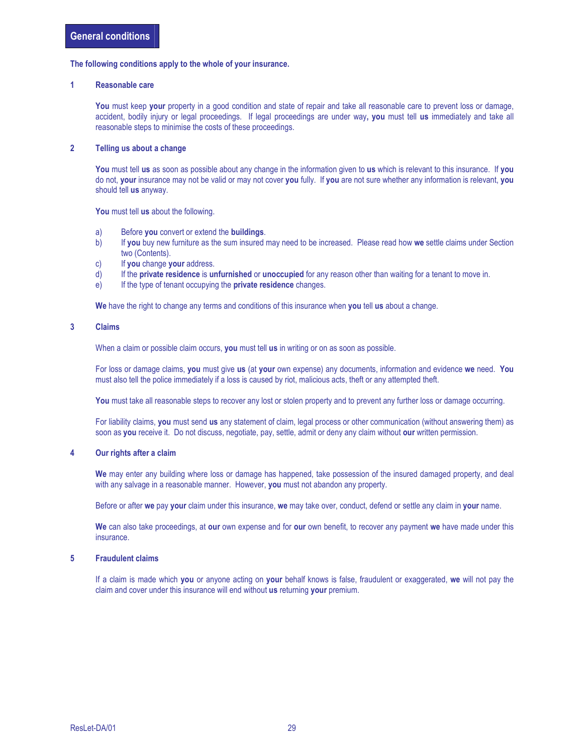## General conditions

**The following conditions apply to the whole of your insurance.**

### 1 Reasonable care

**You** must keep **your** property in a good condition and state of repair and take all reasonable care to prevent loss or damage, accident, bodily injury or legal proceedings. If legal proceedings are under way**, you** must tell **us** immediately and take all reasonable steps to minimise the costs of these proceedings.

### 2 Telling us about a change

**You** must tell **us** as soon as possible about any change in the information given to **us** which is relevant to this insurance. If **you** do not, **your** insurance may not be valid or may not cover **you** fully. If **you** are not sure whether any information is relevant, **you** should tell **us** anyway.

**You** must tell **us** about the following.

a) Before **you** convert or extend the **buildings**.
b) If **you** buy new furniture as the sum insured may need to be increased. Please read how **we** settle claims under Section two (Contents).
c) If **you** change **your** address.
d) If the **private residence** is **unfurnished** or **unoccupied** for any reason other than waiting for a tenant to move in.
e) If the type of tenant occupying the **private residence** changes.

**We** have the right to change any terms and conditions of this insurance when **you** tell **us** about a change.

### 3 Claims

When a claim or possible claim occurs, **you** must tell **us** in writing or on as soon as possible.

For loss or damage claims, **you** must give **us** (at **your** own expense) any documents, information and evidence **we** need. **You** must also tell the police immediately if a loss is caused by riot, malicious acts, theft or any attempted theft.

**You** must take all reasonable steps to recover any lost or stolen property and to prevent any further loss or damage occurring.

For liability claims, **you** must send **us** any statement of claim, legal process or other communication (without answering them) as soon as **you** receive it. Do not discuss, negotiate, pay, settle, admit or deny any claim without **our** written permission.

### 4 Our rights after a claim

**We** may enter any building where loss or damage has happened, take possession of the insured damaged property, and deal with any salvage in a reasonable manner. However, **you** must not abandon any property.

Before or after **we** pay **your** claim under this insurance, **we** may take over, conduct, defend or settle any claim in **your** name.

**We** can also take proceedings, at **our** own expense and for **our** own benefit, to recover any payment **we** have made under this insurance.

### 5 Fraudulent claims

If a claim is made which **you** or anyone acting on **your** behalf knows is false, fraudulent or exaggerated, **we** will not pay the claim and cover under this insurance will end without **us** returning **your** premium.

ResLet-DA/01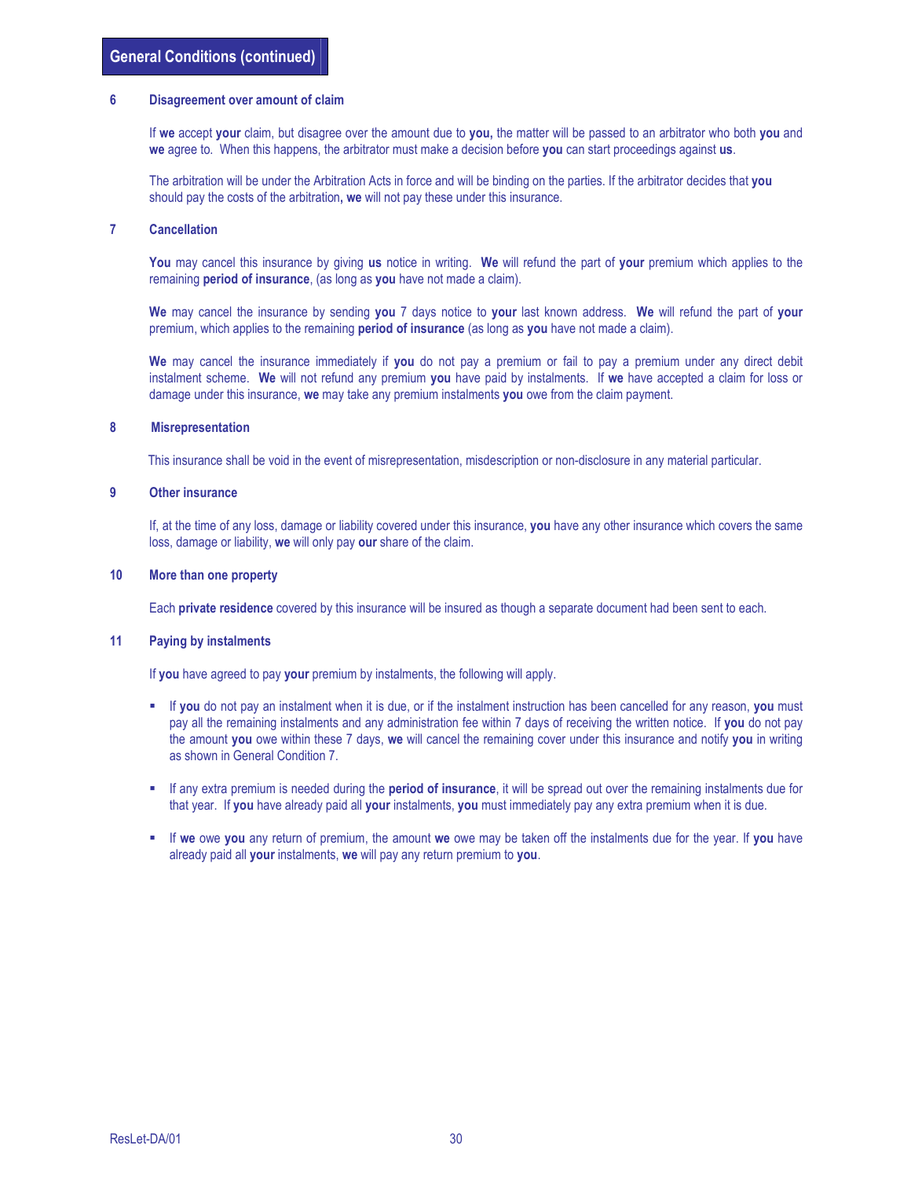## General Conditions (continued)

### 6 Disagreement over amount of claim

If **we** accept **your** claim, but disagree over the amount due to **you,** the matter will be passed to an arbitrator who both **you** and **we** agree to. When this happens, the arbitrator must make a decision before **you** can start proceedings against **us**.

The arbitration will be under the Arbitration Acts in force and will be binding on the parties. If the arbitrator decides that **you** should pay the costs of the arbitration**, we** will not pay these under this insurance.

### 7 Cancellation

**You** may cancel this insurance by giving **us** notice in writing. **We** will refund the part of **your** premium which applies to the remaining **period of insurance**, (as long as **you** have not made a claim).

**We** may cancel the insurance by sending **you** 7 days notice to **your** last known address. **We** will refund the part of **your** premium, which applies to the remaining **period of insurance** (as long as **you** have not made a claim).

**We** may cancel the insurance immediately if **you** do not pay a premium or fail to pay a premium under any direct debit instalment scheme. **We** will not refund any premium **you** have paid by instalments. If **we** have accepted a claim for loss or damage under this insurance, **we** may take any premium instalments **you** owe from the claim payment.

### 8 Misrepresentation

This insurance shall be void in the event of misrepresentation, misdescription or non-disclosure in any material particular.

### 9 Other insurance

If, at the time of any loss, damage or liability covered under this insurance, **you** have any other insurance which covers the same loss, damage or liability, **we** will only pay **our** share of the claim.

### 10 More than one property

Each **private residence** covered by this insurance will be insured as though a separate document had been sent to each.

### 11 Paying by instalments

If **you** have agreed to pay **your** premium by instalments, the following will apply.

- If **you** do not pay an instalment when it is due, or if the instalment instruction has been cancelled for any reason, **you** must pay all the remaining instalments and any administration fee within 7 days of receiving the written notice. If **you** do not pay the amount **you** owe within these 7 days, **we** will cancel the remaining cover under this insurance and notify **you** in writing as shown in General Condition 7.
- If any extra premium is needed during the **period of insurance**, it will be spread out over the remaining instalments due for that year. If **you** have already paid all **your** instalments, **you** must immediately pay any extra premium when it is due.
- If **we** owe **you** any return of premium, the amount **we** owe may be taken off the instalments due for the year. If **you** have already paid all **your** instalments, **we** will pay any return premium to **you**.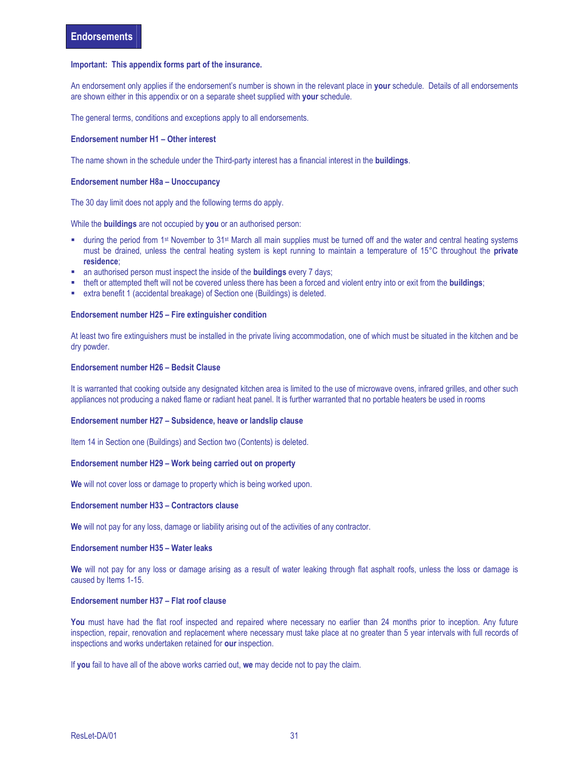# Endorsements

**Important: This appendix forms part of the insurance.**

An endorsement only applies if the endorsement's number is shown in the relevant place in **your** schedule. Details of all endorsements are shown either in this appendix or on a separate sheet supplied with **your** schedule.

The general terms, conditions and exceptions apply to all endorsements.

**Endorsement number H1 – Other interest**

The name shown in the schedule under the Third-party interest has a financial interest in the **buildings**.

**Endorsement number H8a – Unoccupancy**

The 30 day limit does not apply and the following terms do apply.

While the **buildings** are not occupied by **you** or an authorised person:

- during the period from 1st November to 31st March all main supplies must be turned off and the water and central heating systems must be drained, unless the central heating system is kept running to maintain a temperature of 15°C throughout the **private residence**;
- an authorised person must inspect the inside of the **buildings** every 7 days;
- theft or attempted theft will not be covered unless there has been a forced and violent entry into or exit from the **buildings**;
- extra benefit 1 (accidental breakage) of Section one (Buildings) is deleted.

**Endorsement number H25 – Fire extinguisher condition**

At least two fire extinguishers must be installed in the private living accommodation, one of which must be situated in the kitchen and be dry powder.

**Endorsement number H26 – Bedsit Clause**

It is warranted that cooking outside any designated kitchen area is limited to the use of microwave ovens, infrared grilles, and other such appliances not producing a naked flame or radiant heat panel. It is further warranted that no portable heaters be used in rooms

**Endorsement number H27 – Subsidence, heave or landslip clause**

Item 14 in Section one (Buildings) and Section two (Contents) is deleted.

**Endorsement number H29 – Work being carried out on property**

**We** will not cover loss or damage to property which is being worked upon.

**Endorsement number H33 – Contractors clause**

**We** will not pay for any loss, damage or liability arising out of the activities of any contractor.

**Endorsement number H35 – Water leaks**

**We** will not pay for any loss or damage arising as a result of water leaking through flat asphalt roofs, unless the loss or damage is caused by Items 1-15.

**Endorsement number H37 – Flat roof clause**

**You** must have had the flat roof inspected and repaired where necessary no earlier than 24 months prior to inception. Any future inspection, repair, renovation and replacement where necessary must take place at no greater than 5 year intervals with full records of inspections and works undertaken retained for **our** inspection.

If **you** fail to have all of the above works carried out, **we** may decide not to pay the claim.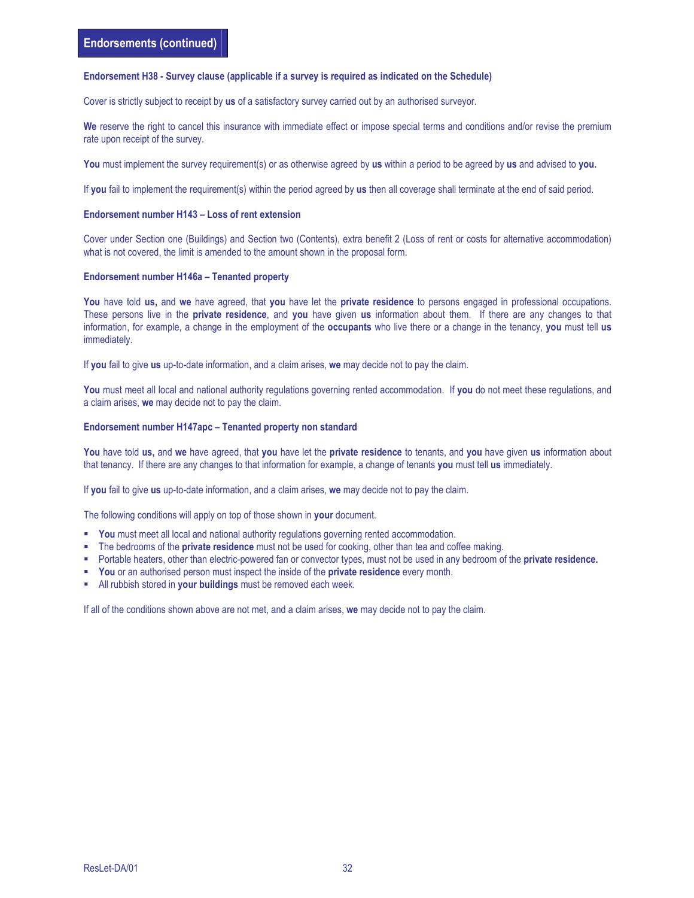## Endorsements (continued)

**Endorsement H38 - Survey clause (applicable if a survey is required as indicated on the Schedule)**

Cover is strictly subject to receipt by **us** of a satisfactory survey carried out by an authorised surveyor.

**We** reserve the right to cancel this insurance with immediate effect or impose special terms and conditions and/or revise the premium rate upon receipt of the survey.

**You** must implement the survey requirement(s) or as otherwise agreed by **us** within a period to be agreed by **us** and advised to **you.**

If **you** fail to implement the requirement(s) within the period agreed by **us** then all coverage shall terminate at the end of said period.

**Endorsement number H143 – Loss of rent extension**

Cover under Section one (Buildings) and Section two (Contents), extra benefit 2 (Loss of rent or costs for alternative accommodation) what is not covered, the limit is amended to the amount shown in the proposal form.

**Endorsement number H146a – Tenanted property**

**You** have told **us,** and **we** have agreed, that **you** have let the **private residence** to persons engaged in professional occupations. These persons live in the **private residence**, and **you** have given **us** information about them. If there are any changes to that information, for example, a change in the employment of the **occupants** who live there or a change in the tenancy, **you** must tell **us** immediately.

If **you** fail to give **us** up-to-date information, and a claim arises, **we** may decide not to pay the claim.

**You** must meet all local and national authority regulations governing rented accommodation. If **you** do not meet these regulations, and a claim arises, **we** may decide not to pay the claim.

**Endorsement number H147apc – Tenanted property non standard**

**You** have told **us,** and **we** have agreed, that **you** have let the **private residence** to tenants, and **you** have given **us** information about that tenancy. If there are any changes to that information for example, a change of tenants **you** must tell **us** immediately.

If **you** fail to give **us** up-to-date information, and a claim arises, **we** may decide not to pay the claim.

The following conditions will apply on top of those shown in **your** document.

- **You** must meet all local and national authority regulations governing rented accommodation.
- The bedrooms of the **private residence** must not be used for cooking, other than tea and coffee making.
- Portable heaters, other than electric-powered fan or convector types, must not be used in any bedroom of the **private residence.**
- **You** or an authorised person must inspect the inside of the **private residence** every month.
- All rubbish stored in **your buildings** must be removed each week.

If all of the conditions shown above are not met, and a claim arises, **we** may decide not to pay the claim.

ResLet-DA/01